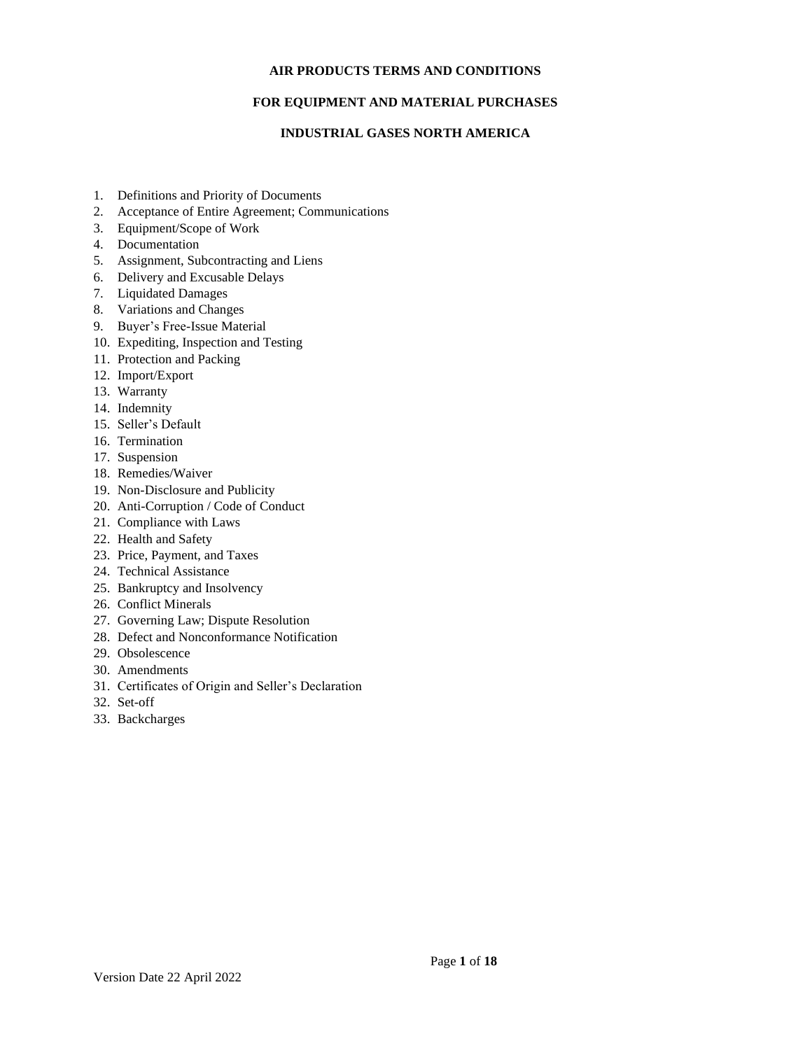**AIR PRODUCTS TERMS AND CONDITIONS**

**FOR EQUIPMENT AND MATERIAL PURCHASES**

**INDUSTRIAL GASES NORTH AMERICA**

1. Definitions and Priority of Documents
2. Acceptance of Entire Agreement; Communications
3. Equipment/Scope of Work
4. Documentation
5. Assignment, Subcontracting and Liens
6. Delivery and Excusable Delays
7. Liquidated Damages
8. Variations and Changes
9. Buyer's Free-Issue Material
10. Expediting, Inspection and Testing
11. Protection and Packing
12. Import/Export
13. Warranty
14. Indemnity
15. Seller's Default
16. Termination
17. Suspension
18. Remedies/Waiver
19. Non-Disclosure and Publicity
20. Anti-Corruption / Code of Conduct
21. Compliance with Laws
22. Health and Safety
23. Price, Payment, and Taxes
24. Technical Assistance
25. Bankruptcy and Insolvency
26. Conflict Minerals
27. Governing Law; Dispute Resolution
28. Defect and Nonconformance Notification
29. Obsolescence
30. Amendments
31. Certificates of Origin and Seller's Declaration
32. Set-off
33. Backcharges

Version Date 22 April 2022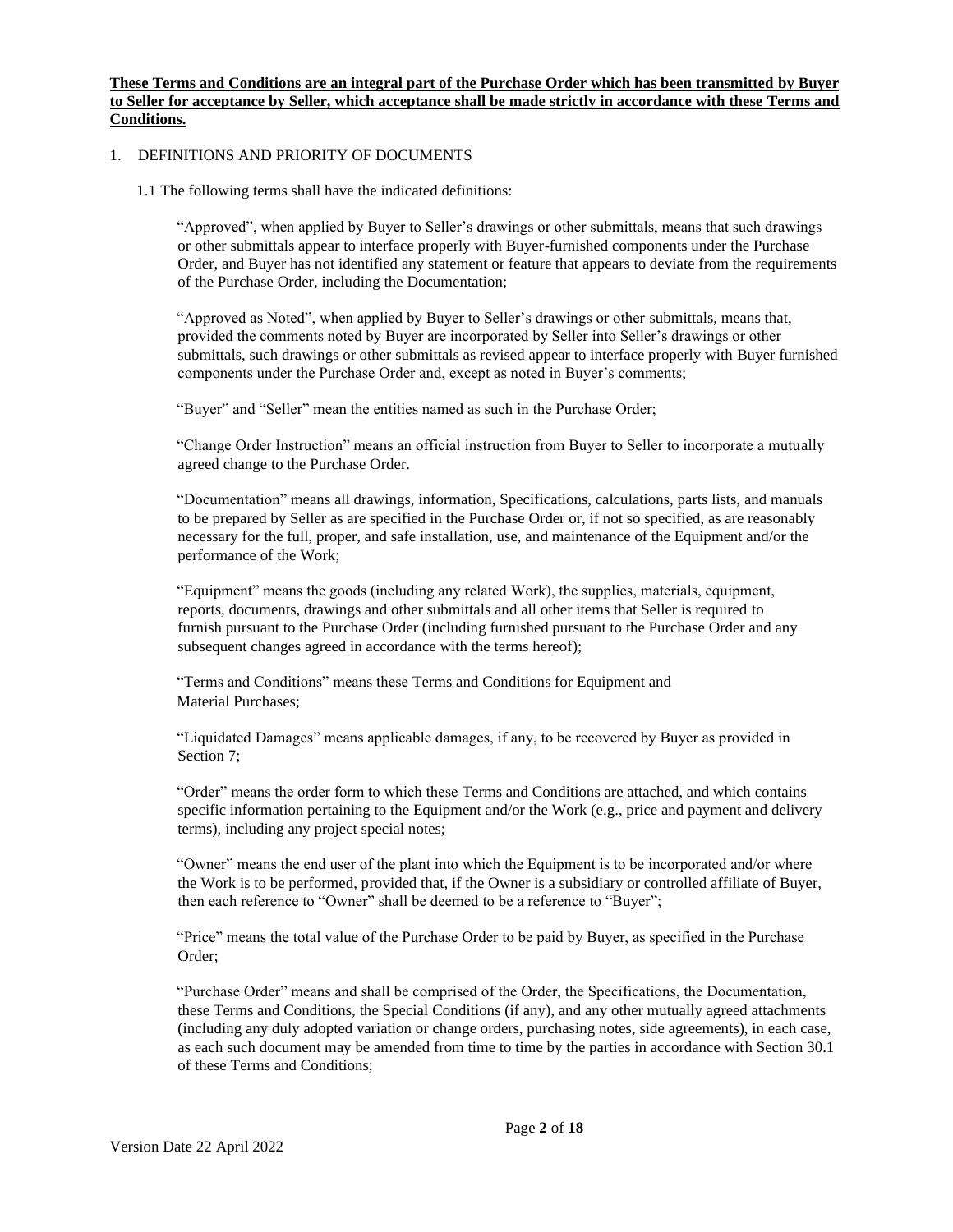**These Terms and Conditions are an integral part of the Purchase Order which has been transmitted by Buyer to Seller for acceptance by Seller, which acceptance shall be made strictly in accordance with these Terms and Conditions.**

1. DEFINITIONS AND PRIORITY OF DOCUMENTS

1.1 The following terms shall have the indicated definitions:

"Approved", when applied by Buyer to Seller's drawings or other submittals, means that such drawings or other submittals appear to interface properly with Buyer-furnished components under the Purchase Order, and Buyer has not identified any statement or feature that appears to deviate from the requirements of the Purchase Order, including the Documentation;

"Approved as Noted", when applied by Buyer to Seller's drawings or other submittals, means that, provided the comments noted by Buyer are incorporated by Seller into Seller's drawings or other submittals, such drawings or other submittals as revised appear to interface properly with Buyer furnished components under the Purchase Order and, except as noted in Buyer's comments;

"Buyer" and "Seller" mean the entities named as such in the Purchase Order;

"Change Order Instruction" means an official instruction from Buyer to Seller to incorporate a mutually agreed change to the Purchase Order.

"Documentation" means all drawings, information, Specifications, calculations, parts lists, and manuals to be prepared by Seller as are specified in the Purchase Order or, if not so specified, as are reasonably necessary for the full, proper, and safe installation, use, and maintenance of the Equipment and/or the performance of the Work;

"Equipment" means the goods (including any related Work), the supplies, materials, equipment, reports, documents, drawings and other submittals and all other items that Seller is required to furnish pursuant to the Purchase Order (including furnished pursuant to the Purchase Order and any subsequent changes agreed in accordance with the terms hereof);

"Terms and Conditions" means these Terms and Conditions for Equipment and Material Purchases;

"Liquidated Damages" means applicable damages, if any, to be recovered by Buyer as provided in Section 7;

"Order" means the order form to which these Terms and Conditions are attached, and which contains specific information pertaining to the Equipment and/or the Work (e.g., price and payment and delivery terms), including any project special notes;

"Owner" means the end user of the plant into which the Equipment is to be incorporated and/or where the Work is to be performed, provided that, if the Owner is a subsidiary or controlled affiliate of Buyer, then each reference to "Owner" shall be deemed to be a reference to "Buyer";

"Price" means the total value of the Purchase Order to be paid by Buyer, as specified in the Purchase Order;

"Purchase Order" means and shall be comprised of the Order, the Specifications, the Documentation, these Terms and Conditions, the Special Conditions (if any), and any other mutually agreed attachments (including any duly adopted variation or change orders, purchasing notes, side agreements), in each case, as each such document may be amended from time to time by the parties in accordance with Section 30.1 of these Terms and Conditions;

Version Date 22 April 2022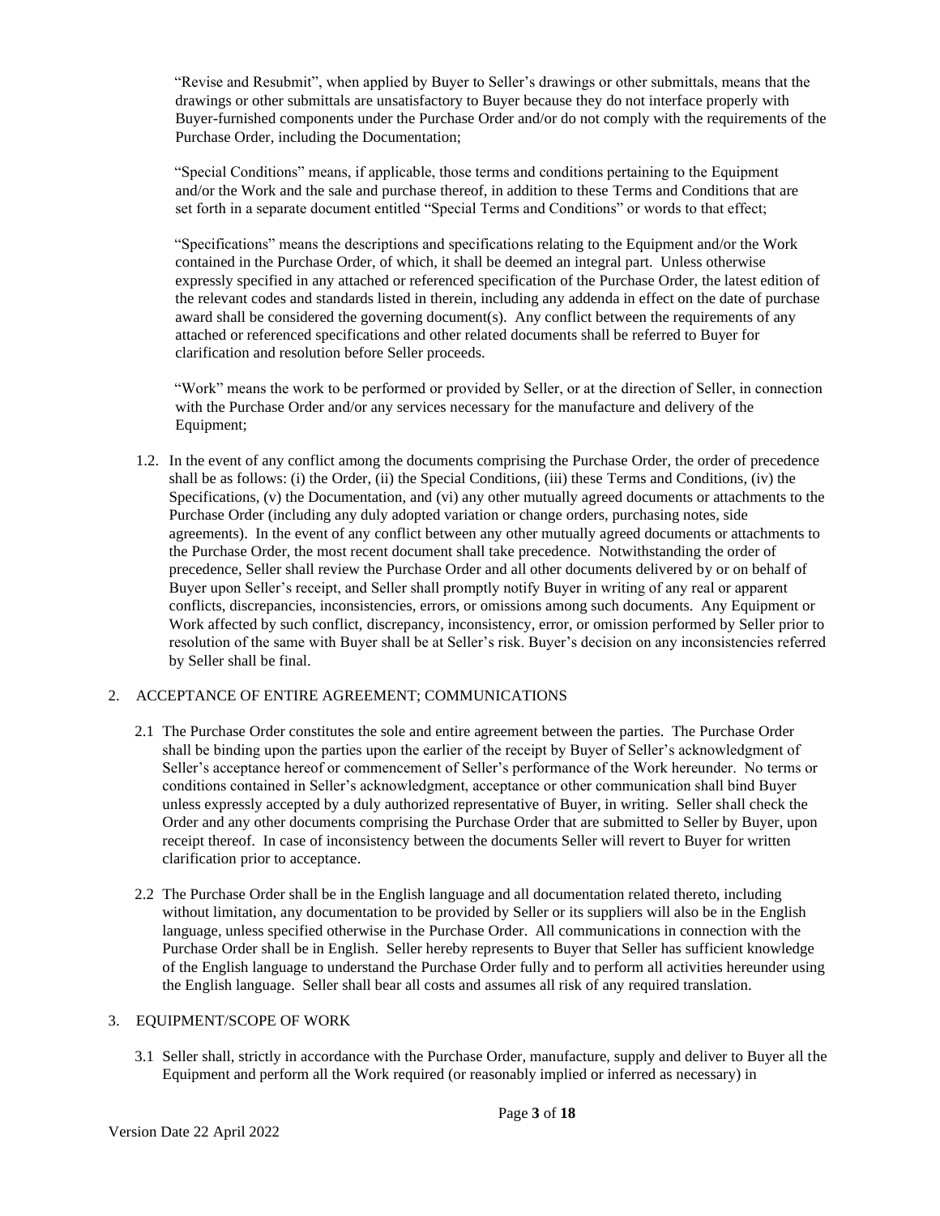"Revise and Resubmit", when applied by Buyer to Seller's drawings or other submittals, means that the drawings or other submittals are unsatisfactory to Buyer because they do not interface properly with Buyer-furnished components under the Purchase Order and/or do not comply with the requirements of the Purchase Order, including the Documentation;

"Special Conditions" means, if applicable, those terms and conditions pertaining to the Equipment and/or the Work and the sale and purchase thereof, in addition to these Terms and Conditions that are set forth in a separate document entitled "Special Terms and Conditions" or words to that effect;

"Specifications" means the descriptions and specifications relating to the Equipment and/or the Work contained in the Purchase Order, of which, it shall be deemed an integral part. Unless otherwise expressly specified in any attached or referenced specification of the Purchase Order, the latest edition of the relevant codes and standards listed in therein, including any addenda in effect on the date of purchase award shall be considered the governing document(s). Any conflict between the requirements of any attached or referenced specifications and other related documents shall be referred to Buyer for clarification and resolution before Seller proceeds.

"Work" means the work to be performed or provided by Seller, or at the direction of Seller, in connection with the Purchase Order and/or any services necessary for the manufacture and delivery of the Equipment;

1.2. In the event of any conflict among the documents comprising the Purchase Order, the order of precedence shall be as follows: (i) the Order, (ii) the Special Conditions, (iii) these Terms and Conditions, (iv) the Specifications, (v) the Documentation, and (vi) any other mutually agreed documents or attachments to the Purchase Order (including any duly adopted variation or change orders, purchasing notes, side agreements). In the event of any conflict between any other mutually agreed documents or attachments to the Purchase Order, the most recent document shall take precedence. Notwithstanding the order of precedence, Seller shall review the Purchase Order and all other documents delivered by or on behalf of Buyer upon Seller's receipt, and Seller shall promptly notify Buyer in writing of any real or apparent conflicts, discrepancies, inconsistencies, errors, or omissions among such documents. Any Equipment or Work affected by such conflict, discrepancy, inconsistency, error, or omission performed by Seller prior to resolution of the same with Buyer shall be at Seller's risk. Buyer's decision on any inconsistencies referred by Seller shall be final.

## 2. ACCEPTANCE OF ENTIRE AGREEMENT; COMMUNICATIONS

2.1 The Purchase Order constitutes the sole and entire agreement between the parties. The Purchase Order shall be binding upon the parties upon the earlier of the receipt by Buyer of Seller's acknowledgment of Seller's acceptance hereof or commencement of Seller's performance of the Work hereunder. No terms or conditions contained in Seller's acknowledgment, acceptance or other communication shall bind Buyer unless expressly accepted by a duly authorized representative of Buyer, in writing. Seller shall check the Order and any other documents comprising the Purchase Order that are submitted to Seller by Buyer, upon receipt thereof. In case of inconsistency between the documents Seller will revert to Buyer for written clarification prior to acceptance.

2.2 The Purchase Order shall be in the English language and all documentation related thereto, including without limitation, any documentation to be provided by Seller or its suppliers will also be in the English language, unless specified otherwise in the Purchase Order. All communications in connection with the Purchase Order shall be in English. Seller hereby represents to Buyer that Seller has sufficient knowledge of the English language to understand the Purchase Order fully and to perform all activities hereunder using the English language. Seller shall bear all costs and assumes all risk of any required translation.

## 3. EQUIPMENT/SCOPE OF WORK

3.1 Seller shall, strictly in accordance with the Purchase Order, manufacture, supply and deliver to Buyer all the Equipment and perform all the Work required (or reasonably implied or inferred as necessary) in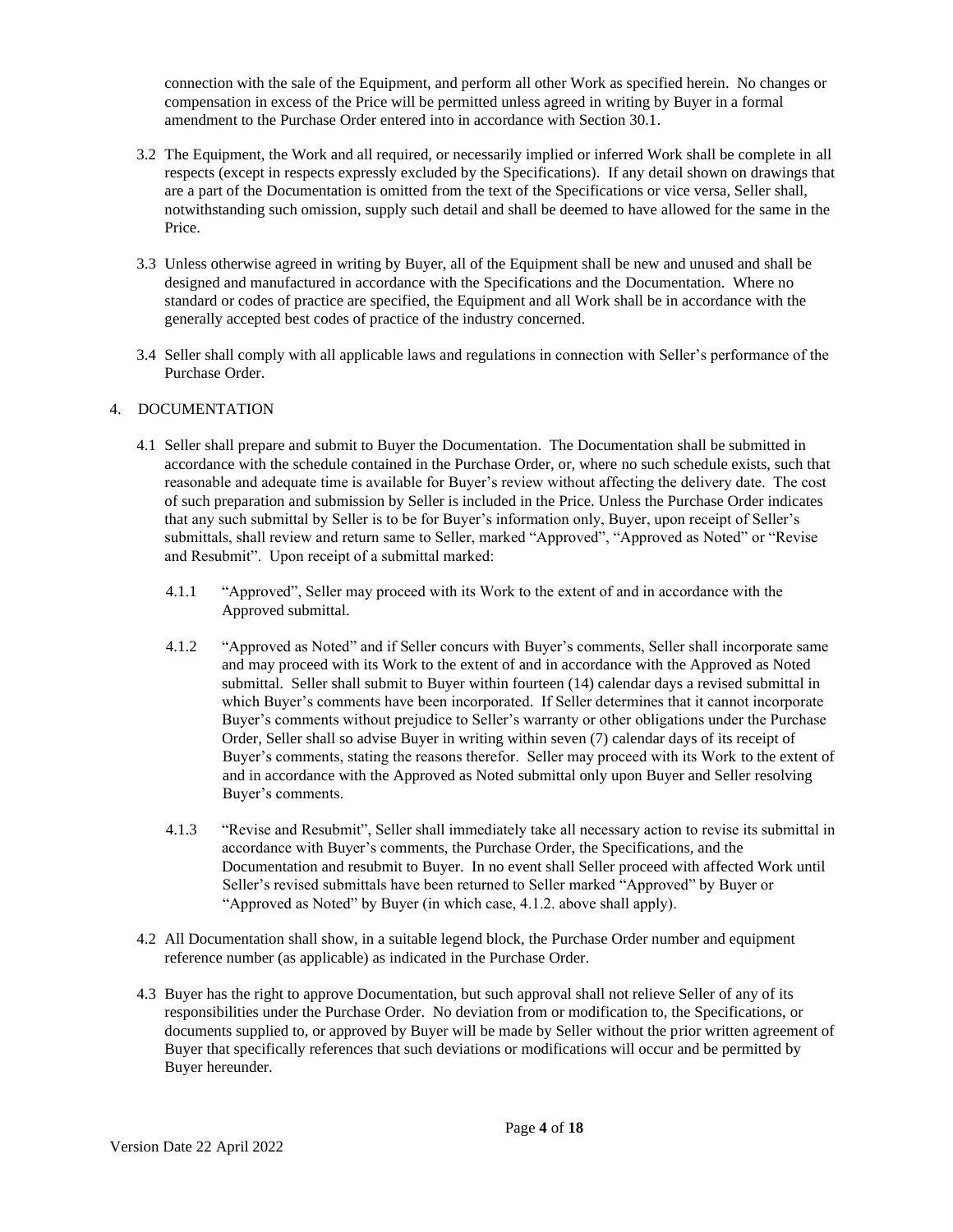connection with the sale of the Equipment, and perform all other Work as specified herein. No changes or compensation in excess of the Price will be permitted unless agreed in writing by Buyer in a formal amendment to the Purchase Order entered into in accordance with Section 30.1.

3.2 The Equipment, the Work and all required, or necessarily implied or inferred Work shall be complete in all respects (except in respects expressly excluded by the Specifications). If any detail shown on drawings that are a part of the Documentation is omitted from the text of the Specifications or vice versa, Seller shall, notwithstanding such omission, supply such detail and shall be deemed to have allowed for the same in the Price.

3.3 Unless otherwise agreed in writing by Buyer, all of the Equipment shall be new and unused and shall be designed and manufactured in accordance with the Specifications and the Documentation. Where no standard or codes of practice are specified, the Equipment and all Work shall be in accordance with the generally accepted best codes of practice of the industry concerned.

3.4 Seller shall comply with all applicable laws and regulations in connection with Seller's performance of the Purchase Order.

## 4. DOCUMENTATION

4.1 Seller shall prepare and submit to Buyer the Documentation. The Documentation shall be submitted in accordance with the schedule contained in the Purchase Order, or, where no such schedule exists, such that reasonable and adequate time is available for Buyer's review without affecting the delivery date. The cost of such preparation and submission by Seller is included in the Price. Unless the Purchase Order indicates that any such submittal by Seller is to be for Buyer's information only, Buyer, upon receipt of Seller's submittals, shall review and return same to Seller, marked "Approved", "Approved as Noted" or "Revise and Resubmit". Upon receipt of a submittal marked:

4.1.1 "Approved", Seller may proceed with its Work to the extent of and in accordance with the Approved submittal.

4.1.2 "Approved as Noted" and if Seller concurs with Buyer's comments, Seller shall incorporate same and may proceed with its Work to the extent of and in accordance with the Approved as Noted submittal. Seller shall submit to Buyer within fourteen (14) calendar days a revised submittal in which Buyer's comments have been incorporated. If Seller determines that it cannot incorporate Buyer's comments without prejudice to Seller's warranty or other obligations under the Purchase Order, Seller shall so advise Buyer in writing within seven (7) calendar days of its receipt of Buyer's comments, stating the reasons therefor. Seller may proceed with its Work to the extent of and in accordance with the Approved as Noted submittal only upon Buyer and Seller resolving Buyer's comments.

4.1.3 "Revise and Resubmit", Seller shall immediately take all necessary action to revise its submittal in accordance with Buyer's comments, the Purchase Order, the Specifications, and the Documentation and resubmit to Buyer. In no event shall Seller proceed with affected Work until Seller's revised submittals have been returned to Seller marked "Approved" by Buyer or "Approved as Noted" by Buyer (in which case, 4.1.2. above shall apply).

4.2 All Documentation shall show, in a suitable legend block, the Purchase Order number and equipment reference number (as applicable) as indicated in the Purchase Order.

4.3 Buyer has the right to approve Documentation, but such approval shall not relieve Seller of any of its responsibilities under the Purchase Order. No deviation from or modification to, the Specifications, or documents supplied to, or approved by Buyer will be made by Seller without the prior written agreement of Buyer that specifically references that such deviations or modifications will occur and be permitted by Buyer hereunder.

Version Date 22 April 2022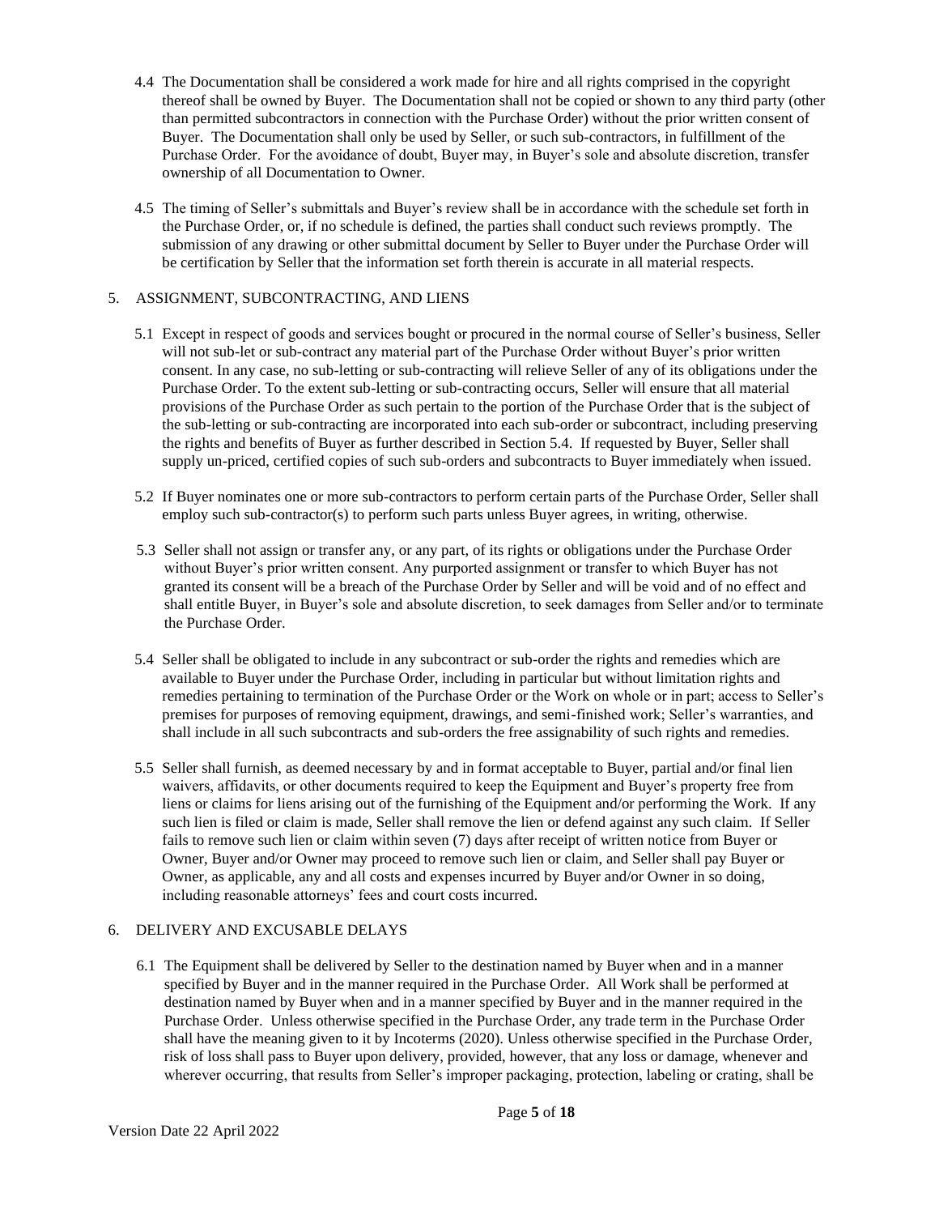4.4 The Documentation shall be considered a work made for hire and all rights comprised in the copyright thereof shall be owned by Buyer. The Documentation shall not be copied or shown to any third party (other than permitted subcontractors in connection with the Purchase Order) without the prior written consent of Buyer. The Documentation shall only be used by Seller, or such sub-contractors, in fulfillment of the Purchase Order. For the avoidance of doubt, Buyer may, in Buyer's sole and absolute discretion, transfer ownership of all Documentation to Owner.

4.5 The timing of Seller's submittals and Buyer's review shall be in accordance with the schedule set forth in the Purchase Order, or, if no schedule is defined, the parties shall conduct such reviews promptly. The submission of any drawing or other submittal document by Seller to Buyer under the Purchase Order will be certification by Seller that the information set forth therein is accurate in all material respects.

## 5. ASSIGNMENT, SUBCONTRACTING, AND LIENS

5.1 Except in respect of goods and services bought or procured in the normal course of Seller's business, Seller will not sub-let or sub-contract any material part of the Purchase Order without Buyer's prior written consent. In any case, no sub-letting or sub-contracting will relieve Seller of any of its obligations under the Purchase Order. To the extent sub-letting or sub-contracting occurs, Seller will ensure that all material provisions of the Purchase Order as such pertain to the portion of the Purchase Order that is the subject of the sub-letting or sub-contracting are incorporated into each sub-order or subcontract, including preserving the rights and benefits of Buyer as further described in Section 5.4. If requested by Buyer, Seller shall supply un-priced, certified copies of such sub-orders and subcontracts to Buyer immediately when issued.

5.2 If Buyer nominates one or more sub-contractors to perform certain parts of the Purchase Order, Seller shall employ such sub-contractor(s) to perform such parts unless Buyer agrees, in writing, otherwise.

5.3 Seller shall not assign or transfer any, or any part, of its rights or obligations under the Purchase Order without Buyer's prior written consent. Any purported assignment or transfer to which Buyer has not granted its consent will be a breach of the Purchase Order by Seller and will be void and of no effect and shall entitle Buyer, in Buyer's sole and absolute discretion, to seek damages from Seller and/or to terminate the Purchase Order.

5.4 Seller shall be obligated to include in any subcontract or sub-order the rights and remedies which are available to Buyer under the Purchase Order, including in particular but without limitation rights and remedies pertaining to termination of the Purchase Order or the Work on whole or in part; access to Seller's premises for purposes of removing equipment, drawings, and semi-finished work; Seller's warranties, and shall include in all such subcontracts and sub-orders the free assignability of such rights and remedies.

5.5 Seller shall furnish, as deemed necessary by and in format acceptable to Buyer, partial and/or final lien waivers, affidavits, or other documents required to keep the Equipment and Buyer's property free from liens or claims for liens arising out of the furnishing of the Equipment and/or performing the Work. If any such lien is filed or claim is made, Seller shall remove the lien or defend against any such claim. If Seller fails to remove such lien or claim within seven (7) days after receipt of written notice from Buyer or Owner, Buyer and/or Owner may proceed to remove such lien or claim, and Seller shall pay Buyer or Owner, as applicable, any and all costs and expenses incurred by Buyer and/or Owner in so doing, including reasonable attorneys' fees and court costs incurred.

## 6. DELIVERY AND EXCUSABLE DELAYS

6.1 The Equipment shall be delivered by Seller to the destination named by Buyer when and in a manner specified by Buyer and in the manner required in the Purchase Order. All Work shall be performed at destination named by Buyer when and in a manner specified by Buyer and in the manner required in the Purchase Order. Unless otherwise specified in the Purchase Order, any trade term in the Purchase Order shall have the meaning given to it by Incoterms (2020). Unless otherwise specified in the Purchase Order, risk of loss shall pass to Buyer upon delivery, provided, however, that any loss or damage, whenever and wherever occurring, that results from Seller's improper packaging, protection, labeling or crating, shall be

Version Date 22 April 2022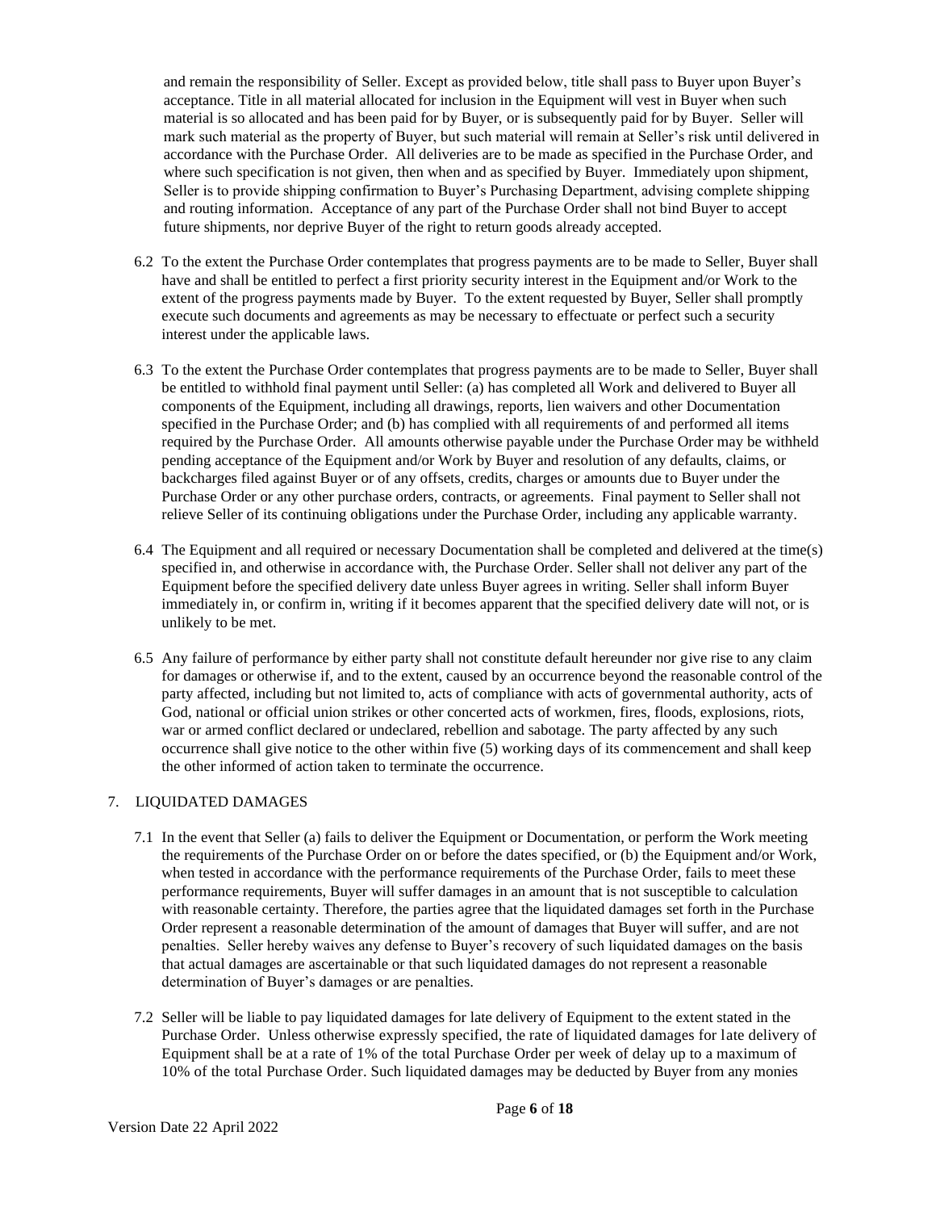and remain the responsibility of Seller. Except as provided below, title shall pass to Buyer upon Buyer's acceptance. Title in all material allocated for inclusion in the Equipment will vest in Buyer when such material is so allocated and has been paid for by Buyer, or is subsequently paid for by Buyer. Seller will mark such material as the property of Buyer, but such material will remain at Seller's risk until delivered in accordance with the Purchase Order. All deliveries are to be made as specified in the Purchase Order, and where such specification is not given, then when and as specified by Buyer. Immediately upon shipment, Seller is to provide shipping confirmation to Buyer's Purchasing Department, advising complete shipping and routing information. Acceptance of any part of the Purchase Order shall not bind Buyer to accept future shipments, nor deprive Buyer of the right to return goods already accepted.

6.2 To the extent the Purchase Order contemplates that progress payments are to be made to Seller, Buyer shall have and shall be entitled to perfect a first priority security interest in the Equipment and/or Work to the extent of the progress payments made by Buyer. To the extent requested by Buyer, Seller shall promptly execute such documents and agreements as may be necessary to effectuate or perfect such a security interest under the applicable laws.

6.3 To the extent the Purchase Order contemplates that progress payments are to be made to Seller, Buyer shall be entitled to withhold final payment until Seller: (a) has completed all Work and delivered to Buyer all components of the Equipment, including all drawings, reports, lien waivers and other Documentation specified in the Purchase Order; and (b) has complied with all requirements of and performed all items required by the Purchase Order. All amounts otherwise payable under the Purchase Order may be withheld pending acceptance of the Equipment and/or Work by Buyer and resolution of any defaults, claims, or backcharges filed against Buyer or of any offsets, credits, charges or amounts due to Buyer under the Purchase Order or any other purchase orders, contracts, or agreements. Final payment to Seller shall not relieve Seller of its continuing obligations under the Purchase Order, including any applicable warranty.

6.4 The Equipment and all required or necessary Documentation shall be completed and delivered at the time(s) specified in, and otherwise in accordance with, the Purchase Order. Seller shall not deliver any part of the Equipment before the specified delivery date unless Buyer agrees in writing. Seller shall inform Buyer immediately in, or confirm in, writing if it becomes apparent that the specified delivery date will not, or is unlikely to be met.

6.5 Any failure of performance by either party shall not constitute default hereunder nor give rise to any claim for damages or otherwise if, and to the extent, caused by an occurrence beyond the reasonable control of the party affected, including but not limited to, acts of compliance with acts of governmental authority, acts of God, national or official union strikes or other concerted acts of workmen, fires, floods, explosions, riots, war or armed conflict declared or undeclared, rebellion and sabotage. The party affected by any such occurrence shall give notice to the other within five (5) working days of its commencement and shall keep the other informed of action taken to terminate the occurrence.

## 7. LIQUIDATED DAMAGES

7.1 In the event that Seller (a) fails to deliver the Equipment or Documentation, or perform the Work meeting the requirements of the Purchase Order on or before the dates specified, or (b) the Equipment and/or Work, when tested in accordance with the performance requirements of the Purchase Order, fails to meet these performance requirements, Buyer will suffer damages in an amount that is not susceptible to calculation with reasonable certainty. Therefore, the parties agree that the liquidated damages set forth in the Purchase Order represent a reasonable determination of the amount of damages that Buyer will suffer, and are not penalties. Seller hereby waives any defense to Buyer's recovery of such liquidated damages on the basis that actual damages are ascertainable or that such liquidated damages do not represent a reasonable determination of Buyer's damages or are penalties.

7.2 Seller will be liable to pay liquidated damages for late delivery of Equipment to the extent stated in the Purchase Order. Unless otherwise expressly specified, the rate of liquidated damages for late delivery of Equipment shall be at a rate of 1% of the total Purchase Order per week of delay up to a maximum of 10% of the total Purchase Order. Such liquidated damages may be deducted by Buyer from any monies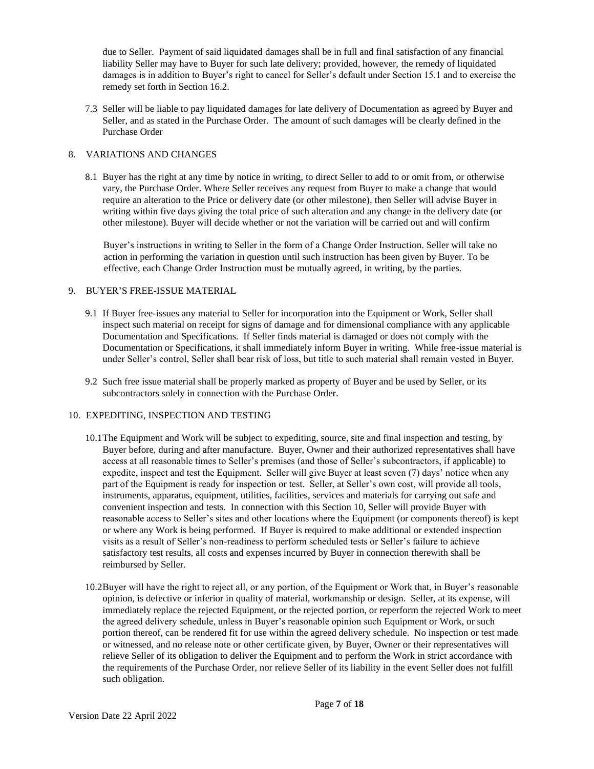due to Seller. Payment of said liquidated damages shall be in full and final satisfaction of any financial liability Seller may have to Buyer for such late delivery; provided, however, the remedy of liquidated damages is in addition to Buyer's right to cancel for Seller's default under Section 15.1 and to exercise the remedy set forth in Section 16.2.

7.3 Seller will be liable to pay liquidated damages for late delivery of Documentation as agreed by Buyer and Seller, and as stated in the Purchase Order. The amount of such damages will be clearly defined in the Purchase Order

## 8. VARIATIONS AND CHANGES

8.1 Buyer has the right at any time by notice in writing, to direct Seller to add to or omit from, or otherwise vary, the Purchase Order. Where Seller receives any request from Buyer to make a change that would require an alteration to the Price or delivery date (or other milestone), then Seller will advise Buyer in writing within five days giving the total price of such alteration and any change in the delivery date (or other milestone). Buyer will decide whether or not the variation will be carried out and will confirm

Buyer's instructions in writing to Seller in the form of a Change Order Instruction. Seller will take no action in performing the variation in question until such instruction has been given by Buyer. To be effective, each Change Order Instruction must be mutually agreed, in writing, by the parties.

## 9. BUYER'S FREE-ISSUE MATERIAL

9.1 If Buyer free-issues any material to Seller for incorporation into the Equipment or Work, Seller shall inspect such material on receipt for signs of damage and for dimensional compliance with any applicable Documentation and Specifications. If Seller finds material is damaged or does not comply with the Documentation or Specifications, it shall immediately inform Buyer in writing. While free-issue material is under Seller's control, Seller shall bear risk of loss, but title to such material shall remain vested in Buyer.

9.2 Such free issue material shall be properly marked as property of Buyer and be used by Seller, or its subcontractors solely in connection with the Purchase Order.

## 10. EXPEDITING, INSPECTION AND TESTING

10.1 The Equipment and Work will be subject to expediting, source, site and final inspection and testing, by Buyer before, during and after manufacture. Buyer, Owner and their authorized representatives shall have access at all reasonable times to Seller's premises (and those of Seller's subcontractors, if applicable) to expedite, inspect and test the Equipment. Seller will give Buyer at least seven (7) days' notice when any part of the Equipment is ready for inspection or test. Seller, at Seller's own cost, will provide all tools, instruments, apparatus, equipment, utilities, facilities, services and materials for carrying out safe and convenient inspection and tests. In connection with this Section 10, Seller will provide Buyer with reasonable access to Seller's sites and other locations where the Equipment (or components thereof) is kept or where any Work is being performed. If Buyer is required to make additional or extended inspection visits as a result of Seller's non-readiness to perform scheduled tests or Seller's failure to achieve satisfactory test results, all costs and expenses incurred by Buyer in connection therewith shall be reimbursed by Seller.

10.2 Buyer will have the right to reject all, or any portion, of the Equipment or Work that, in Buyer's reasonable opinion, is defective or inferior in quality of material, workmanship or design. Seller, at its expense, will immediately replace the rejected Equipment, or the rejected portion, or reperform the rejected Work to meet the agreed delivery schedule, unless in Buyer's reasonable opinion such Equipment or Work, or such portion thereof, can be rendered fit for use within the agreed delivery schedule. No inspection or test made or witnessed, and no release note or other certificate given, by Buyer, Owner or their representatives will relieve Seller of its obligation to deliver the Equipment and to perform the Work in strict accordance with the requirements of the Purchase Order, nor relieve Seller of its liability in the event Seller does not fulfill such obligation.

Version Date 22 April 2022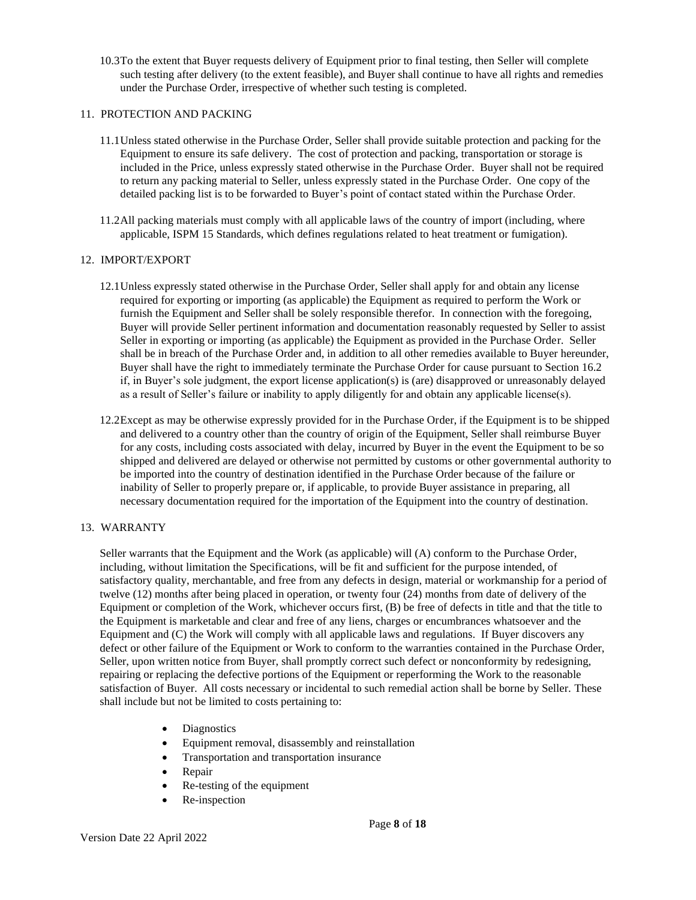10.3 To the extent that Buyer requests delivery of Equipment prior to final testing, then Seller will complete such testing after delivery (to the extent feasible), and Buyer shall continue to have all rights and remedies under the Purchase Order, irrespective of whether such testing is completed.

## 11. PROTECTION AND PACKING

11.1 Unless stated otherwise in the Purchase Order, Seller shall provide suitable protection and packing for the Equipment to ensure its safe delivery. The cost of protection and packing, transportation or storage is included in the Price, unless expressly stated otherwise in the Purchase Order. Buyer shall not be required to return any packing material to Seller, unless expressly stated in the Purchase Order. One copy of the detailed packing list is to be forwarded to Buyer's point of contact stated within the Purchase Order.

11.2 All packing materials must comply with all applicable laws of the country of import (including, where applicable, ISPM 15 Standards, which defines regulations related to heat treatment or fumigation).

## 12. IMPORT/EXPORT

12.1 Unless expressly stated otherwise in the Purchase Order, Seller shall apply for and obtain any license required for exporting or importing (as applicable) the Equipment as required to perform the Work or furnish the Equipment and Seller shall be solely responsible therefor. In connection with the foregoing, Buyer will provide Seller pertinent information and documentation reasonably requested by Seller to assist Seller in exporting or importing (as applicable) the Equipment as provided in the Purchase Order. Seller shall be in breach of the Purchase Order and, in addition to all other remedies available to Buyer hereunder, Buyer shall have the right to immediately terminate the Purchase Order for cause pursuant to Section 16.2 if, in Buyer's sole judgment, the export license application(s) is (are) disapproved or unreasonably delayed as a result of Seller's failure or inability to apply diligently for and obtain any applicable license(s).

12.2 Except as may be otherwise expressly provided for in the Purchase Order, if the Equipment is to be shipped and delivered to a country other than the country of origin of the Equipment, Seller shall reimburse Buyer for any costs, including costs associated with delay, incurred by Buyer in the event the Equipment to be so shipped and delivered are delayed or otherwise not permitted by customs or other governmental authority to be imported into the country of destination identified in the Purchase Order because of the failure or inability of Seller to properly prepare or, if applicable, to provide Buyer assistance in preparing, all necessary documentation required for the importation of the Equipment into the country of destination.

## 13. WARRANTY

Seller warrants that the Equipment and the Work (as applicable) will (A) conform to the Purchase Order, including, without limitation the Specifications, will be fit and sufficient for the purpose intended, of satisfactory quality, merchantable, and free from any defects in design, material or workmanship for a period of twelve (12) months after being placed in operation, or twenty four (24) months from date of delivery of the Equipment or completion of the Work, whichever occurs first, (B) be free of defects in title and that the title to the Equipment is marketable and clear and free of any liens, charges or encumbrances whatsoever and the Equipment and (C) the Work will comply with all applicable laws and regulations. If Buyer discovers any defect or other failure of the Equipment or Work to conform to the warranties contained in the Purchase Order, Seller, upon written notice from Buyer, shall promptly correct such defect or nonconformity by redesigning, repairing or replacing the defective portions of the Equipment or reperforming the Work to the reasonable satisfaction of Buyer. All costs necessary or incidental to such remedial action shall be borne by Seller. These shall include but not be limited to costs pertaining to:

- Diagnostics
- Equipment removal, disassembly and reinstallation
- Transportation and transportation insurance
- Repair
- Re-testing of the equipment
- Re-inspection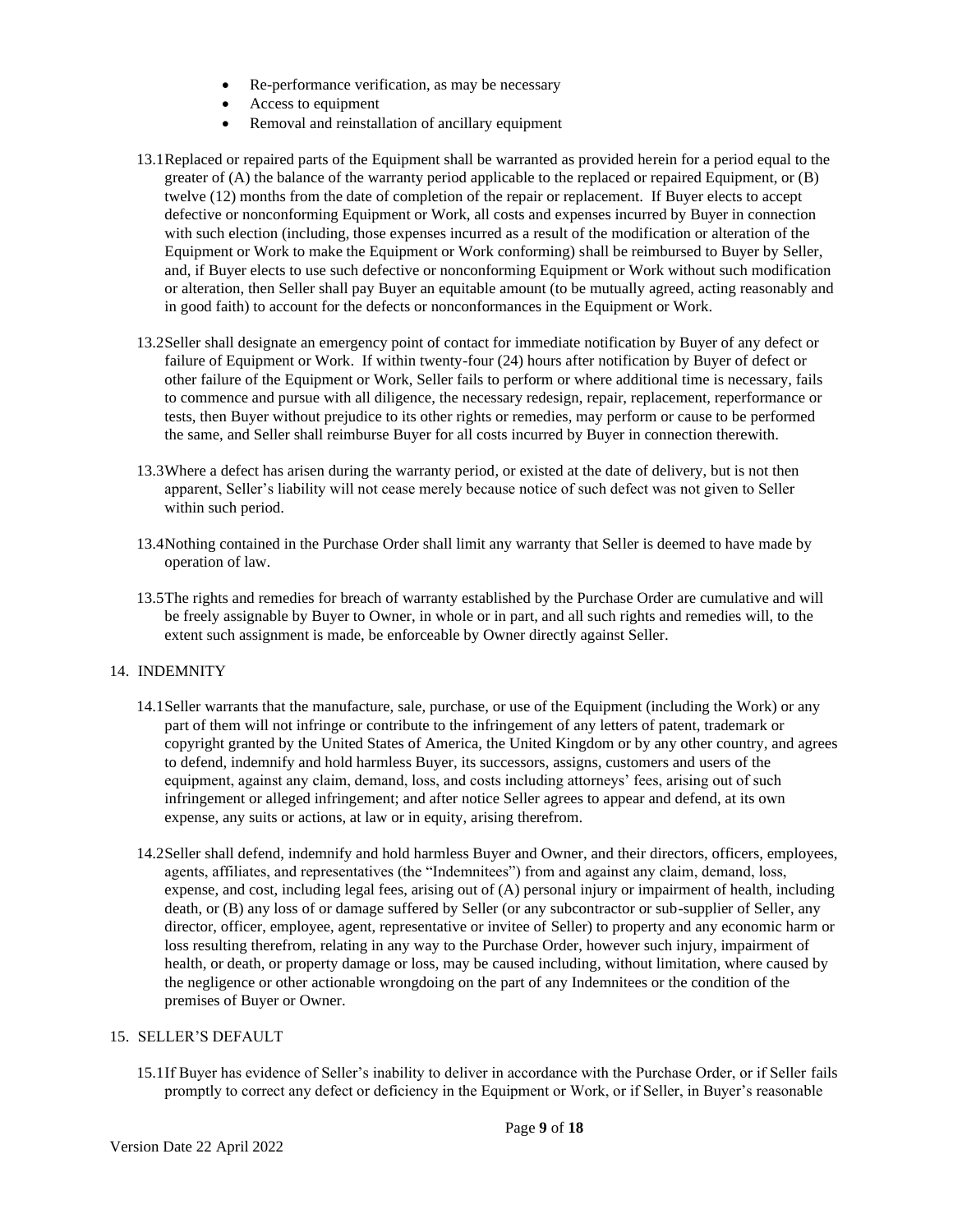- Re-performance verification, as may be necessary
- Access to equipment
- Removal and reinstallation of ancillary equipment

13.1 Replaced or repaired parts of the Equipment shall be warranted as provided herein for a period equal to the greater of (A) the balance of the warranty period applicable to the replaced or repaired Equipment, or (B) twelve (12) months from the date of completion of the repair or replacement. If Buyer elects to accept defective or nonconforming Equipment or Work, all costs and expenses incurred by Buyer in connection with such election (including, those expenses incurred as a result of the modification or alteration of the Equipment or Work to make the Equipment or Work conforming) shall be reimbursed to Buyer by Seller, and, if Buyer elects to use such defective or nonconforming Equipment or Work without such modification or alteration, then Seller shall pay Buyer an equitable amount (to be mutually agreed, acting reasonably and in good faith) to account for the defects or nonconformances in the Equipment or Work.

13.2 Seller shall designate an emergency point of contact for immediate notification by Buyer of any defect or failure of Equipment or Work. If within twenty-four (24) hours after notification by Buyer of defect or other failure of the Equipment or Work, Seller fails to perform or where additional time is necessary, fails to commence and pursue with all diligence, the necessary redesign, repair, replacement, reperformance or tests, then Buyer without prejudice to its other rights or remedies, may perform or cause to be performed the same, and Seller shall reimburse Buyer for all costs incurred by Buyer in connection therewith.

13.3 Where a defect has arisen during the warranty period, or existed at the date of delivery, but is not then apparent, Seller's liability will not cease merely because notice of such defect was not given to Seller within such period.

13.4 Nothing contained in the Purchase Order shall limit any warranty that Seller is deemed to have made by operation of law.

13.5 The rights and remedies for breach of warranty established by the Purchase Order are cumulative and will be freely assignable by Buyer to Owner, in whole or in part, and all such rights and remedies will, to the extent such assignment is made, be enforceable by Owner directly against Seller.

## 14. INDEMNITY

14.1 Seller warrants that the manufacture, sale, purchase, or use of the Equipment (including the Work) or any part of them will not infringe or contribute to the infringement of any letters of patent, trademark or copyright granted by the United States of America, the United Kingdom or by any other country, and agrees to defend, indemnify and hold harmless Buyer, its successors, assigns, customers and users of the equipment, against any claim, demand, loss, and costs including attorneys' fees, arising out of such infringement or alleged infringement; and after notice Seller agrees to appear and defend, at its own expense, any suits or actions, at law or in equity, arising therefrom.

14.2 Seller shall defend, indemnify and hold harmless Buyer and Owner, and their directors, officers, employees, agents, affiliates, and representatives (the "Indemnitees") from and against any claim, demand, loss, expense, and cost, including legal fees, arising out of (A) personal injury or impairment of health, including death, or (B) any loss of or damage suffered by Seller (or any subcontractor or sub-supplier of Seller, any director, officer, employee, agent, representative or invitee of Seller) to property and any economic harm or loss resulting therefrom, relating in any way to the Purchase Order, however such injury, impairment of health, or death, or property damage or loss, may be caused including, without limitation, where caused by the negligence or other actionable wrongdoing on the part of any Indemnitees or the condition of the premises of Buyer or Owner.

## 15. SELLER'S DEFAULT

15.1 If Buyer has evidence of Seller's inability to deliver in accordance with the Purchase Order, or if Seller fails promptly to correct any defect or deficiency in the Equipment or Work, or if Seller, in Buyer's reasonable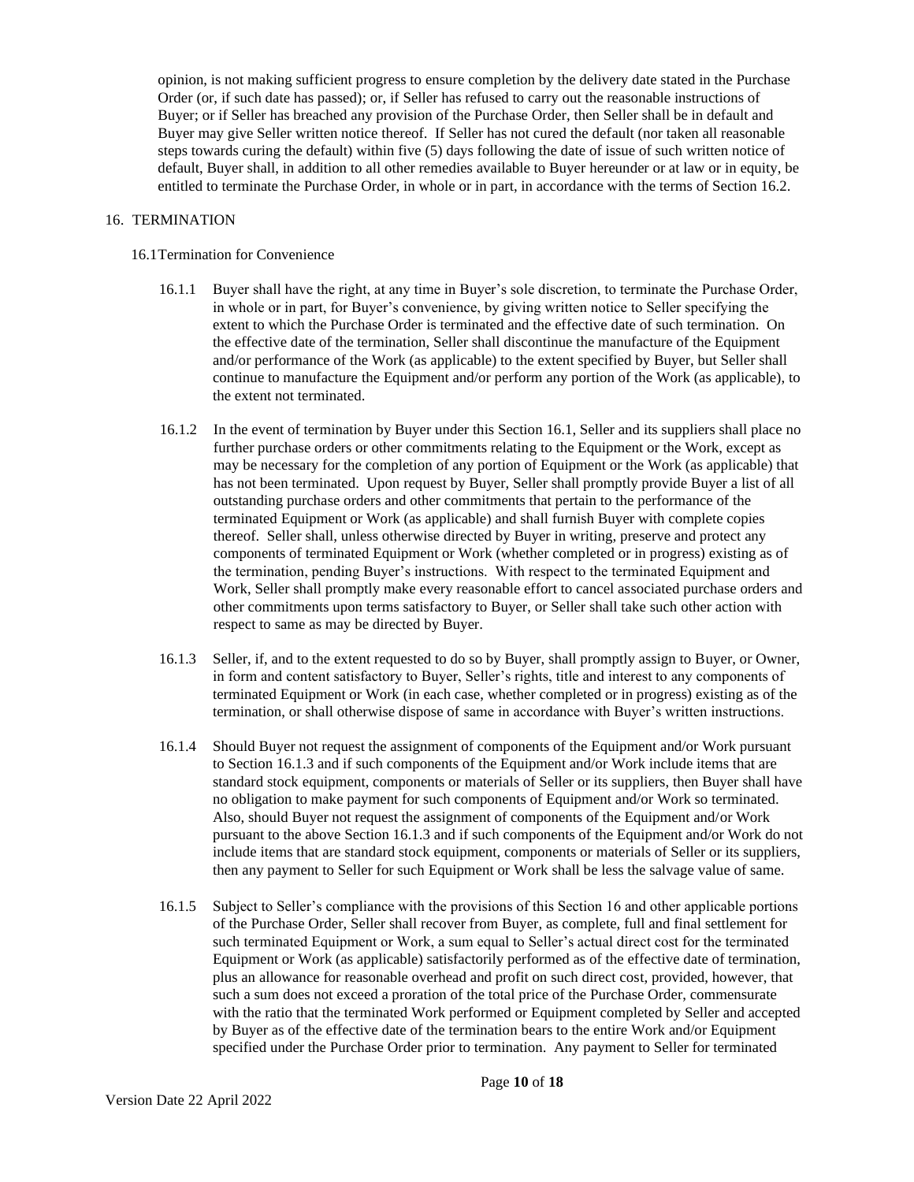opinion, is not making sufficient progress to ensure completion by the delivery date stated in the Purchase Order (or, if such date has passed); or, if Seller has refused to carry out the reasonable instructions of Buyer; or if Seller has breached any provision of the Purchase Order, then Seller shall be in default and Buyer may give Seller written notice thereof. If Seller has not cured the default (nor taken all reasonable steps towards curing the default) within five (5) days following the date of issue of such written notice of default, Buyer shall, in addition to all other remedies available to Buyer hereunder or at law or in equity, be entitled to terminate the Purchase Order, in whole or in part, in accordance with the terms of Section 16.2.

## 16. TERMINATION

### 16.1 Termination for Convenience

16.1.1 Buyer shall have the right, at any time in Buyer's sole discretion, to terminate the Purchase Order, in whole or in part, for Buyer's convenience, by giving written notice to Seller specifying the extent to which the Purchase Order is terminated and the effective date of such termination. On the effective date of the termination, Seller shall discontinue the manufacture of the Equipment and/or performance of the Work (as applicable) to the extent specified by Buyer, but Seller shall continue to manufacture the Equipment and/or perform any portion of the Work (as applicable), to the extent not terminated.

16.1.2 In the event of termination by Buyer under this Section 16.1, Seller and its suppliers shall place no further purchase orders or other commitments relating to the Equipment or the Work, except as may be necessary for the completion of any portion of Equipment or the Work (as applicable) that has not been terminated. Upon request by Buyer, Seller shall promptly provide Buyer a list of all outstanding purchase orders and other commitments that pertain to the performance of the terminated Equipment or Work (as applicable) and shall furnish Buyer with complete copies thereof. Seller shall, unless otherwise directed by Buyer in writing, preserve and protect any components of terminated Equipment or Work (whether completed or in progress) existing as of the termination, pending Buyer's instructions. With respect to the terminated Equipment and Work, Seller shall promptly make every reasonable effort to cancel associated purchase orders and other commitments upon terms satisfactory to Buyer, or Seller shall take such other action with respect to same as may be directed by Buyer.

16.1.3 Seller, if, and to the extent requested to do so by Buyer, shall promptly assign to Buyer, or Owner, in form and content satisfactory to Buyer, Seller's rights, title and interest to any components of terminated Equipment or Work (in each case, whether completed or in progress) existing as of the termination, or shall otherwise dispose of same in accordance with Buyer's written instructions.

16.1.4 Should Buyer not request the assignment of components of the Equipment and/or Work pursuant to Section 16.1.3 and if such components of the Equipment and/or Work include items that are standard stock equipment, components or materials of Seller or its suppliers, then Buyer shall have no obligation to make payment for such components of Equipment and/or Work so terminated. Also, should Buyer not request the assignment of components of the Equipment and/or Work pursuant to the above Section 16.1.3 and if such components of the Equipment and/or Work do not include items that are standard stock equipment, components or materials of Seller or its suppliers, then any payment to Seller for such Equipment or Work shall be less the salvage value of same.

16.1.5 Subject to Seller's compliance with the provisions of this Section 16 and other applicable portions of the Purchase Order, Seller shall recover from Buyer, as complete, full and final settlement for such terminated Equipment or Work, a sum equal to Seller's actual direct cost for the terminated Equipment or Work (as applicable) satisfactorily performed as of the effective date of termination, plus an allowance for reasonable overhead and profit on such direct cost, provided, however, that such a sum does not exceed a proration of the total price of the Purchase Order, commensurate with the ratio that the terminated Work performed or Equipment completed by Seller and accepted by Buyer as of the effective date of the termination bears to the entire Work and/or Equipment specified under the Purchase Order prior to termination. Any payment to Seller for terminated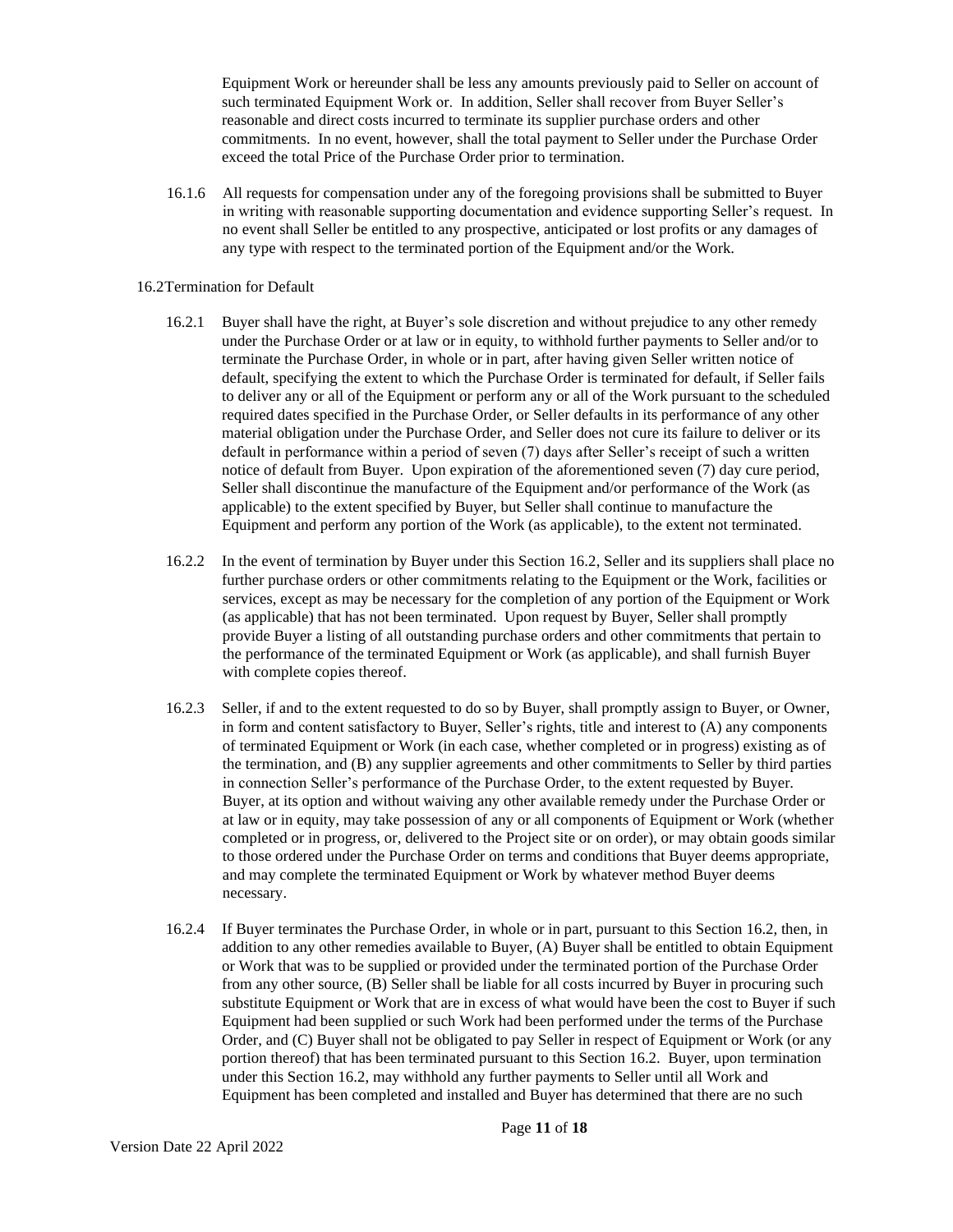Equipment Work or hereunder shall be less any amounts previously paid to Seller on account of such terminated Equipment Work or. In addition, Seller shall recover from Buyer Seller's reasonable and direct costs incurred to terminate its supplier purchase orders and other commitments. In no event, however, shall the total payment to Seller under the Purchase Order exceed the total Price of the Purchase Order prior to termination.

16.1.6 All requests for compensation under any of the foregoing provisions shall be submitted to Buyer in writing with reasonable supporting documentation and evidence supporting Seller's request. In no event shall Seller be entitled to any prospective, anticipated or lost profits or any damages of any type with respect to the terminated portion of the Equipment and/or the Work.

16.2 Termination for Default

16.2.1 Buyer shall have the right, at Buyer's sole discretion and without prejudice to any other remedy under the Purchase Order or at law or in equity, to withhold further payments to Seller and/or to terminate the Purchase Order, in whole or in part, after having given Seller written notice of default, specifying the extent to which the Purchase Order is terminated for default, if Seller fails to deliver any or all of the Equipment or perform any or all of the Work pursuant to the scheduled required dates specified in the Purchase Order, or Seller defaults in its performance of any other material obligation under the Purchase Order, and Seller does not cure its failure to deliver or its default in performance within a period of seven (7) days after Seller's receipt of such a written notice of default from Buyer. Upon expiration of the aforementioned seven (7) day cure period, Seller shall discontinue the manufacture of the Equipment and/or performance of the Work (as applicable) to the extent specified by Buyer, but Seller shall continue to manufacture the Equipment and perform any portion of the Work (as applicable), to the extent not terminated.

16.2.2 In the event of termination by Buyer under this Section 16.2, Seller and its suppliers shall place no further purchase orders or other commitments relating to the Equipment or the Work, facilities or services, except as may be necessary for the completion of any portion of the Equipment or Work (as applicable) that has not been terminated. Upon request by Buyer, Seller shall promptly provide Buyer a listing of all outstanding purchase orders and other commitments that pertain to the performance of the terminated Equipment or Work (as applicable), and shall furnish Buyer with complete copies thereof.

16.2.3 Seller, if and to the extent requested to do so by Buyer, shall promptly assign to Buyer, or Owner, in form and content satisfactory to Buyer, Seller's rights, title and interest to (A) any components of terminated Equipment or Work (in each case, whether completed or in progress) existing as of the termination, and (B) any supplier agreements and other commitments to Seller by third parties in connection Seller's performance of the Purchase Order, to the extent requested by Buyer. Buyer, at its option and without waiving any other available remedy under the Purchase Order or at law or in equity, may take possession of any or all components of Equipment or Work (whether completed or in progress, or, delivered to the Project site or on order), or may obtain goods similar to those ordered under the Purchase Order on terms and conditions that Buyer deems appropriate, and may complete the terminated Equipment or Work by whatever method Buyer deems necessary.

16.2.4 If Buyer terminates the Purchase Order, in whole or in part, pursuant to this Section 16.2, then, in addition to any other remedies available to Buyer, (A) Buyer shall be entitled to obtain Equipment or Work that was to be supplied or provided under the terminated portion of the Purchase Order from any other source, (B) Seller shall be liable for all costs incurred by Buyer in procuring such substitute Equipment or Work that are in excess of what would have been the cost to Buyer if such Equipment had been supplied or such Work had been performed under the terms of the Purchase Order, and (C) Buyer shall not be obligated to pay Seller in respect of Equipment or Work (or any portion thereof) that has been terminated pursuant to this Section 16.2. Buyer, upon termination under this Section 16.2, may withhold any further payments to Seller until all Work and Equipment has been completed and installed and Buyer has determined that there are no such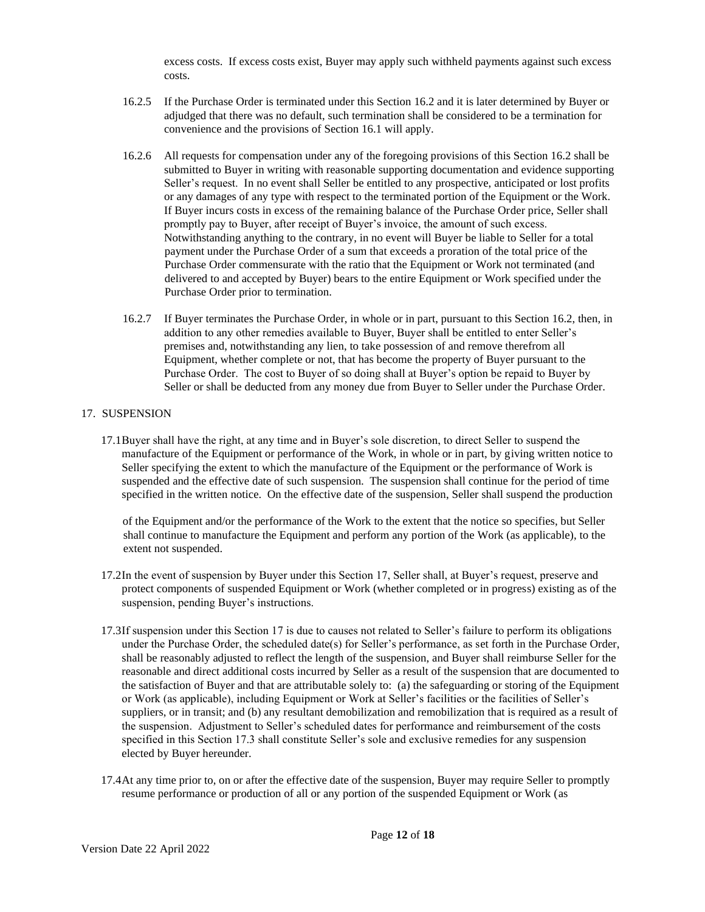excess costs. If excess costs exist, Buyer may apply such withheld payments against such excess costs.

16.2.5 If the Purchase Order is terminated under this Section 16.2 and it is later determined by Buyer or adjudged that there was no default, such termination shall be considered to be a termination for convenience and the provisions of Section 16.1 will apply.

16.2.6 All requests for compensation under any of the foregoing provisions of this Section 16.2 shall be submitted to Buyer in writing with reasonable supporting documentation and evidence supporting Seller's request. In no event shall Seller be entitled to any prospective, anticipated or lost profits or any damages of any type with respect to the terminated portion of the Equipment or the Work. If Buyer incurs costs in excess of the remaining balance of the Purchase Order price, Seller shall promptly pay to Buyer, after receipt of Buyer's invoice, the amount of such excess. Notwithstanding anything to the contrary, in no event will Buyer be liable to Seller for a total payment under the Purchase Order of a sum that exceeds a proration of the total price of the Purchase Order commensurate with the ratio that the Equipment or Work not terminated (and delivered to and accepted by Buyer) bears to the entire Equipment or Work specified under the Purchase Order prior to termination.

16.2.7 If Buyer terminates the Purchase Order, in whole or in part, pursuant to this Section 16.2, then, in addition to any other remedies available to Buyer, Buyer shall be entitled to enter Seller's premises and, notwithstanding any lien, to take possession of and remove therefrom all Equipment, whether complete or not, that has become the property of Buyer pursuant to the Purchase Order. The cost to Buyer of so doing shall at Buyer's option be repaid to Buyer by Seller or shall be deducted from any money due from Buyer to Seller under the Purchase Order.

## 17. SUSPENSION

17.1 Buyer shall have the right, at any time and in Buyer's sole discretion, to direct Seller to suspend the manufacture of the Equipment or performance of the Work, in whole or in part, by giving written notice to Seller specifying the extent to which the manufacture of the Equipment or the performance of Work is suspended and the effective date of such suspension. The suspension shall continue for the period of time specified in the written notice. On the effective date of the suspension, Seller shall suspend the production of the Equipment and/or the performance of the Work to the extent that the notice so specifies, but Seller shall continue to manufacture the Equipment and perform any portion of the Work (as applicable), to the extent not suspended.

17.2 In the event of suspension by Buyer under this Section 17, Seller shall, at Buyer's request, preserve and protect components of suspended Equipment or Work (whether completed or in progress) existing as of the suspension, pending Buyer's instructions.

17.3 If suspension under this Section 17 is due to causes not related to Seller's failure to perform its obligations under the Purchase Order, the scheduled date(s) for Seller's performance, as set forth in the Purchase Order, shall be reasonably adjusted to reflect the length of the suspension, and Buyer shall reimburse Seller for the reasonable and direct additional costs incurred by Seller as a result of the suspension that are documented to the satisfaction of Buyer and that are attributable solely to: (a) the safeguarding or storing of the Equipment or Work (as applicable), including Equipment or Work at Seller's facilities or the facilities of Seller's suppliers, or in transit; and (b) any resultant demobilization and remobilization that is required as a result of the suspension. Adjustment to Seller's scheduled dates for performance and reimbursement of the costs specified in this Section 17.3 shall constitute Seller's sole and exclusive remedies for any suspension elected by Buyer hereunder.

17.4 At any time prior to, on or after the effective date of the suspension, Buyer may require Seller to promptly resume performance or production of all or any portion of the suspended Equipment or Work (as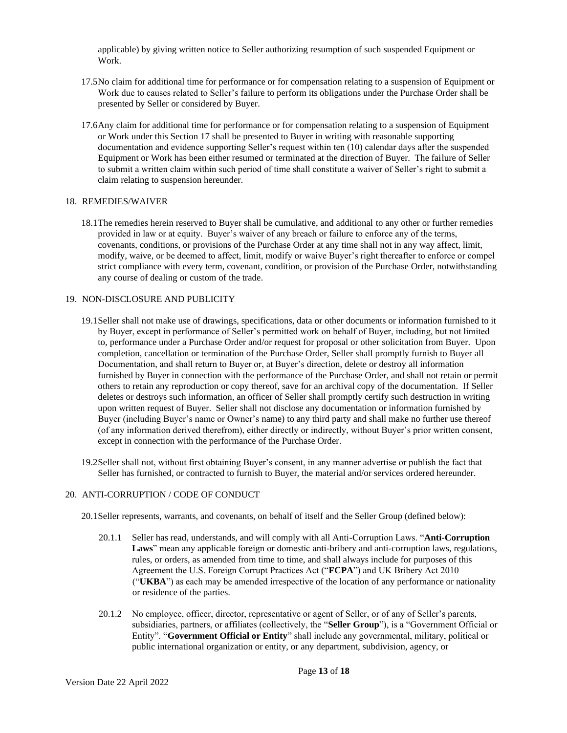applicable) by giving written notice to Seller authorizing resumption of such suspended Equipment or Work.

17.5 No claim for additional time for performance or for compensation relating to a suspension of Equipment or Work due to causes related to Seller's failure to perform its obligations under the Purchase Order shall be presented by Seller or considered by Buyer.

17.6 Any claim for additional time for performance or for compensation relating to a suspension of Equipment or Work under this Section 17 shall be presented to Buyer in writing with reasonable supporting documentation and evidence supporting Seller's request within ten (10) calendar days after the suspended Equipment or Work has been either resumed or terminated at the direction of Buyer. The failure of Seller to submit a written claim within such period of time shall constitute a waiver of Seller's right to submit a claim relating to suspension hereunder.

## 18. REMEDIES/WAIVER

18.1 The remedies herein reserved to Buyer shall be cumulative, and additional to any other or further remedies provided in law or at equity. Buyer's waiver of any breach or failure to enforce any of the terms, covenants, conditions, or provisions of the Purchase Order at any time shall not in any way affect, limit, modify, waive, or be deemed to affect, limit, modify or waive Buyer's right thereafter to enforce or compel strict compliance with every term, covenant, condition, or provision of the Purchase Order, notwithstanding any course of dealing or custom of the trade.

## 19. NON-DISCLOSURE AND PUBLICITY

19.1 Seller shall not make use of drawings, specifications, data or other documents or information furnished to it by Buyer, except in performance of Seller's permitted work on behalf of Buyer, including, but not limited to, performance under a Purchase Order and/or request for proposal or other solicitation from Buyer. Upon completion, cancellation or termination of the Purchase Order, Seller shall promptly furnish to Buyer all Documentation, and shall return to Buyer or, at Buyer's direction, delete or destroy all information furnished by Buyer in connection with the performance of the Purchase Order, and shall not retain or permit others to retain any reproduction or copy thereof, save for an archival copy of the documentation. If Seller deletes or destroys such information, an officer of Seller shall promptly certify such destruction in writing upon written request of Buyer. Seller shall not disclose any documentation or information furnished by Buyer (including Buyer's name or Owner's name) to any third party and shall make no further use thereof (of any information derived therefrom), either directly or indirectly, without Buyer's prior written consent, except in connection with the performance of the Purchase Order.

19.2 Seller shall not, without first obtaining Buyer's consent, in any manner advertise or publish the fact that Seller has furnished, or contracted to furnish to Buyer, the material and/or services ordered hereunder.

## 20. ANTI-CORRUPTION / CODE OF CONDUCT

20.1 Seller represents, warrants, and covenants, on behalf of itself and the Seller Group (defined below):

20.1.1 Seller has read, understands, and will comply with all Anti-Corruption Laws. "**Anti-Corruption Laws**" mean any applicable foreign or domestic anti-bribery and anti-corruption laws, regulations, rules, or orders, as amended from time to time, and shall always include for purposes of this Agreement the U.S. Foreign Corrupt Practices Act ("**FCPA**") and UK Bribery Act 2010 ("**UKBA**") as each may be amended irrespective of the location of any performance or nationality or residence of the parties.

20.1.2 No employee, officer, director, representative or agent of Seller, or of any of Seller's parents, subsidiaries, partners, or affiliates (collectively, the "**Seller Group**"), is a "Government Official or Entity". "**Government Official or Entity**" shall include any governmental, military, political or public international organization or entity, or any department, subdivision, agency, or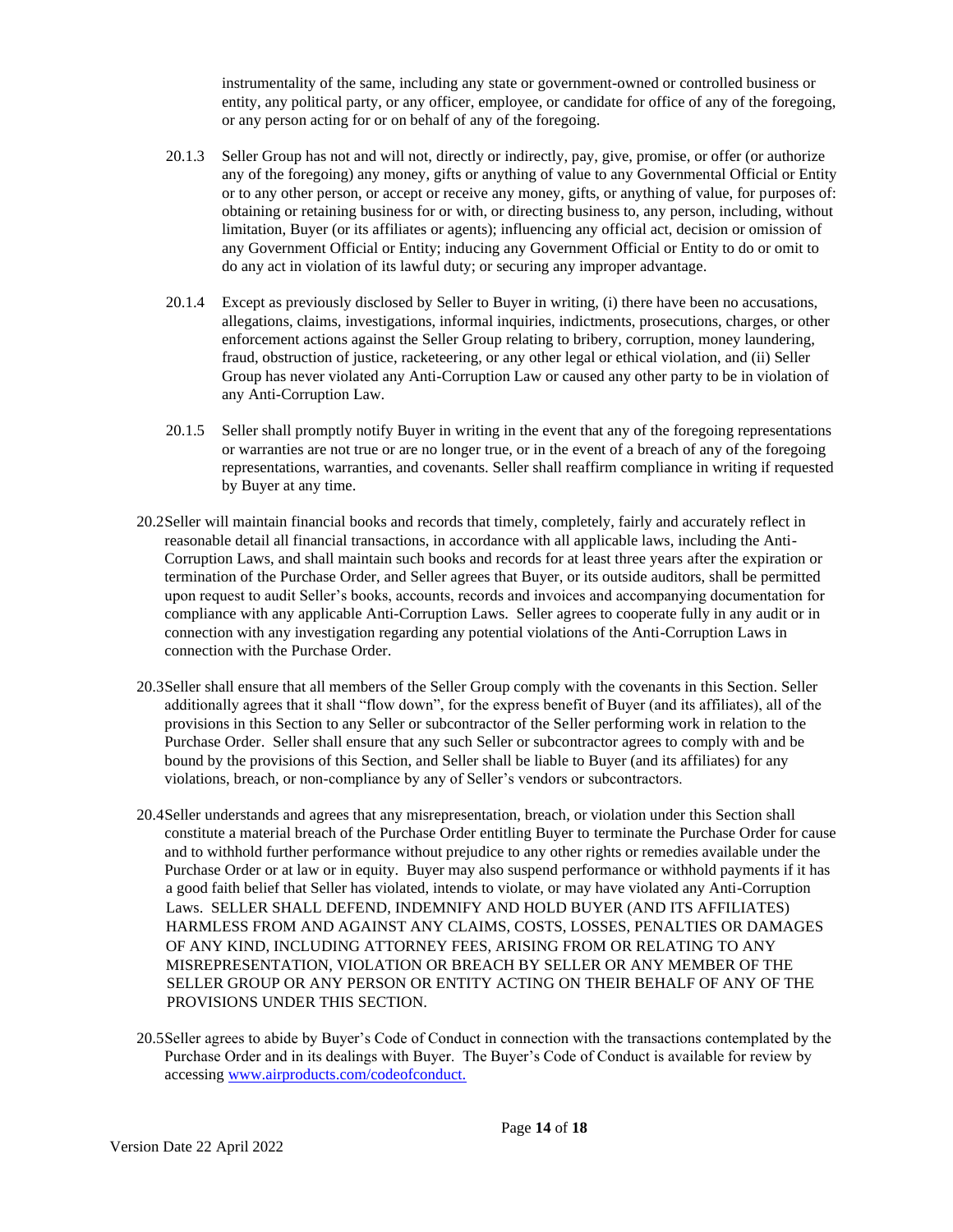instrumentality of the same, including any state or government-owned or controlled business or entity, any political party, or any officer, employee, or candidate for office of any of the foregoing, or any person acting for or on behalf of any of the foregoing.

20.1.3 Seller Group has not and will not, directly or indirectly, pay, give, promise, or offer (or authorize any of the foregoing) any money, gifts or anything of value to any Governmental Official or Entity or to any other person, or accept or receive any money, gifts, or anything of value, for purposes of: obtaining or retaining business for or with, or directing business to, any person, including, without limitation, Buyer (or its affiliates or agents); influencing any official act, decision or omission of any Government Official or Entity; inducing any Government Official or Entity to do or omit to do any act in violation of its lawful duty; or securing any improper advantage.

20.1.4 Except as previously disclosed by Seller to Buyer in writing, (i) there have been no accusations, allegations, claims, investigations, informal inquiries, indictments, prosecutions, charges, or other enforcement actions against the Seller Group relating to bribery, corruption, money laundering, fraud, obstruction of justice, racketeering, or any other legal or ethical violation, and (ii) Seller Group has never violated any Anti-Corruption Law or caused any other party to be in violation of any Anti-Corruption Law.

20.1.5 Seller shall promptly notify Buyer in writing in the event that any of the foregoing representations or warranties are not true or are no longer true, or in the event of a breach of any of the foregoing representations, warranties, and covenants. Seller shall reaffirm compliance in writing if requested by Buyer at any time.

20.2 Seller will maintain financial books and records that timely, completely, fairly and accurately reflect in reasonable detail all financial transactions, in accordance with all applicable laws, including the Anti-Corruption Laws, and shall maintain such books and records for at least three years after the expiration or termination of the Purchase Order, and Seller agrees that Buyer, or its outside auditors, shall be permitted upon request to audit Seller's books, accounts, records and invoices and accompanying documentation for compliance with any applicable Anti-Corruption Laws. Seller agrees to cooperate fully in any audit or in connection with any investigation regarding any potential violations of the Anti-Corruption Laws in connection with the Purchase Order.

20.3 Seller shall ensure that all members of the Seller Group comply with the covenants in this Section. Seller additionally agrees that it shall "flow down", for the express benefit of Buyer (and its affiliates), all of the provisions in this Section to any Seller or subcontractor of the Seller performing work in relation to the Purchase Order. Seller shall ensure that any such Seller or subcontractor agrees to comply with and be bound by the provisions of this Section, and Seller shall be liable to Buyer (and its affiliates) for any violations, breach, or non-compliance by any of Seller's vendors or subcontractors.

20.4 Seller understands and agrees that any misrepresentation, breach, or violation under this Section shall constitute a material breach of the Purchase Order entitling Buyer to terminate the Purchase Order for cause and to withhold further performance without prejudice to any other rights or remedies available under the Purchase Order or at law or in equity. Buyer may also suspend performance or withhold payments if it has a good faith belief that Seller has violated, intends to violate, or may have violated any Anti-Corruption Laws. SELLER SHALL DEFEND, INDEMNIFY AND HOLD BUYER (AND ITS AFFILIATES) HARMLESS FROM AND AGAINST ANY CLAIMS, COSTS, LOSSES, PENALTIES OR DAMAGES OF ANY KIND, INCLUDING ATTORNEY FEES, ARISING FROM OR RELATING TO ANY MISREPRESENTATION, VIOLATION OR BREACH BY SELLER OR ANY MEMBER OF THE SELLER GROUP OR ANY PERSON OR ENTITY ACTING ON THEIR BEHALF OF ANY OF THE PROVISIONS UNDER THIS SECTION.

20.5 Seller agrees to abide by Buyer's Code of Conduct in connection with the transactions contemplated by the Purchase Order and in its dealings with Buyer. The Buyer's Code of Conduct is available for review by accessing [www.airproducts.com/codeofconduct.](http://www.airproducts.com/codeofconduct)

Version Date 22 April 2022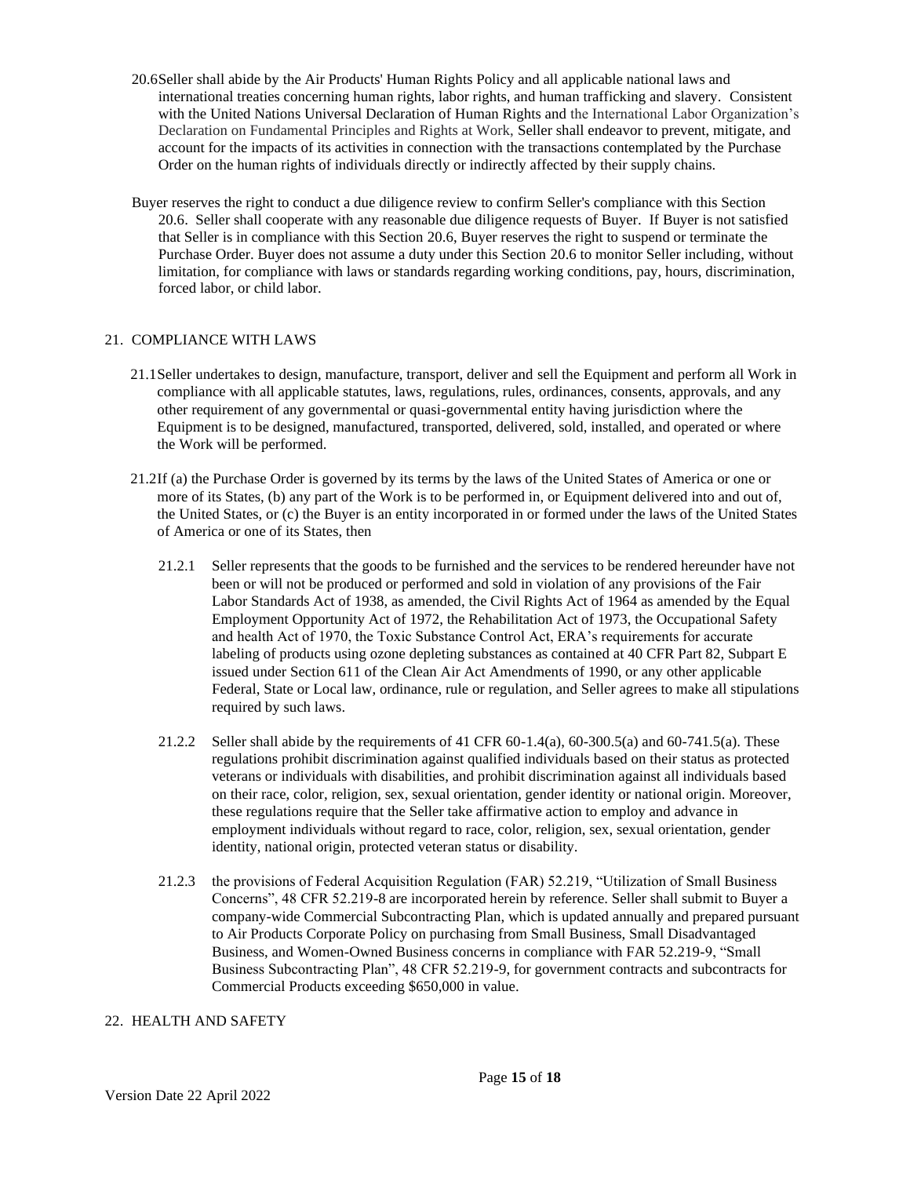20.6 Seller shall abide by the Air Products' Human Rights Policy and all applicable national laws and international treaties concerning human rights, labor rights, and human trafficking and slavery. Consistent with the United Nations Universal Declaration of Human Rights and the International Labor Organization's Declaration on Fundamental Principles and Rights at Work, Seller shall endeavor to prevent, mitigate, and account for the impacts of its activities in connection with the transactions contemplated by the Purchase Order on the human rights of individuals directly or indirectly affected by their supply chains.

Buyer reserves the right to conduct a due diligence review to confirm Seller's compliance with this Section 20.6. Seller shall cooperate with any reasonable due diligence requests of Buyer. If Buyer is not satisfied that Seller is in compliance with this Section 20.6, Buyer reserves the right to suspend or terminate the Purchase Order. Buyer does not assume a duty under this Section 20.6 to monitor Seller including, without limitation, for compliance with laws or standards regarding working conditions, pay, hours, discrimination, forced labor, or child labor.

## 21. COMPLIANCE WITH LAWS

21.1 Seller undertakes to design, manufacture, transport, deliver and sell the Equipment and perform all Work in compliance with all applicable statutes, laws, regulations, rules, ordinances, consents, approvals, and any other requirement of any governmental or quasi-governmental entity having jurisdiction where the Equipment is to be designed, manufactured, transported, delivered, sold, installed, and operated or where the Work will be performed.

21.2 If (a) the Purchase Order is governed by its terms by the laws of the United States of America or one or more of its States, (b) any part of the Work is to be performed in, or Equipment delivered into and out of, the United States, or (c) the Buyer is an entity incorporated in or formed under the laws of the United States of America or one of its States, then

21.2.1 Seller represents that the goods to be furnished and the services to be rendered hereunder have not been or will not be produced or performed and sold in violation of any provisions of the Fair Labor Standards Act of 1938, as amended, the Civil Rights Act of 1964 as amended by the Equal Employment Opportunity Act of 1972, the Rehabilitation Act of 1973, the Occupational Safety and health Act of 1970, the Toxic Substance Control Act, ERA's requirements for accurate labeling of products using ozone depleting substances as contained at 40 CFR Part 82, Subpart E issued under Section 611 of the Clean Air Act Amendments of 1990, or any other applicable Federal, State or Local law, ordinance, rule or regulation, and Seller agrees to make all stipulations required by such laws.

21.2.2 Seller shall abide by the requirements of 41 CFR 60-1.4(a), 60-300.5(a) and 60-741.5(a). These regulations prohibit discrimination against qualified individuals based on their status as protected veterans or individuals with disabilities, and prohibit discrimination against all individuals based on their race, color, religion, sex, sexual orientation, gender identity or national origin. Moreover, these regulations require that the Seller take affirmative action to employ and advance in employment individuals without regard to race, color, religion, sex, sexual orientation, gender identity, national origin, protected veteran status or disability.

21.2.3 the provisions of Federal Acquisition Regulation (FAR) 52.219, "Utilization of Small Business Concerns", 48 CFR 52.219-8 are incorporated herein by reference. Seller shall submit to Buyer a company-wide Commercial Subcontracting Plan, which is updated annually and prepared pursuant to Air Products Corporate Policy on purchasing from Small Business, Small Disadvantaged Business, and Women-Owned Business concerns in compliance with FAR 52.219-9, "Small Business Subcontracting Plan", 48 CFR 52.219-9, for government contracts and subcontracts for Commercial Products exceeding $650,000 in value.

## 22. HEALTH AND SAFETY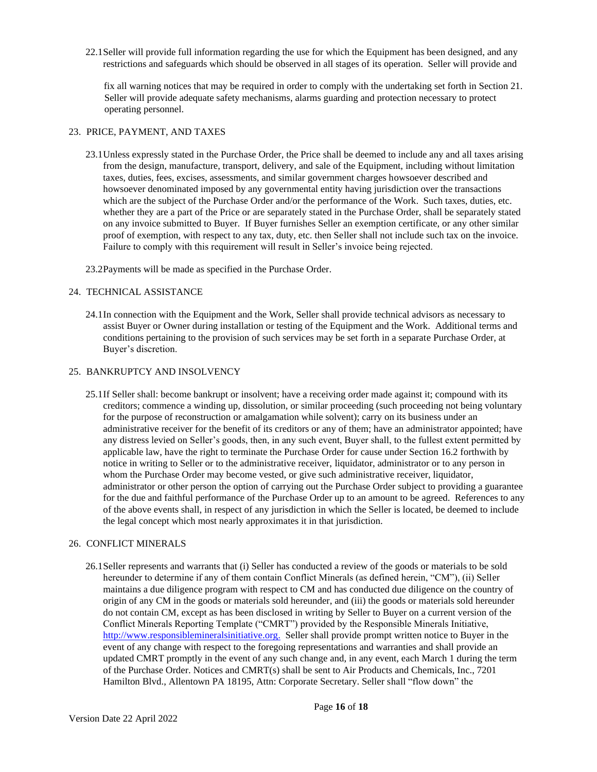22.1 Seller will provide full information regarding the use for which the Equipment has been designed, and any restrictions and safeguards which should be observed in all stages of its operation. Seller will provide and fix all warning notices that may be required in order to comply with the undertaking set forth in Section 21. Seller will provide adequate safety mechanisms, alarms guarding and protection necessary to protect operating personnel.

## 23. PRICE, PAYMENT, AND TAXES

23.1 Unless expressly stated in the Purchase Order, the Price shall be deemed to include any and all taxes arising from the design, manufacture, transport, delivery, and sale of the Equipment, including without limitation taxes, duties, fees, excises, assessments, and similar government charges howsoever described and howsoever denominated imposed by any governmental entity having jurisdiction over the transactions which are the subject of the Purchase Order and/or the performance of the Work. Such taxes, duties, etc. whether they are a part of the Price or are separately stated in the Purchase Order, shall be separately stated on any invoice submitted to Buyer. If Buyer furnishes Seller an exemption certificate, or any other similar proof of exemption, with respect to any tax, duty, etc. then Seller shall not include such tax on the invoice. Failure to comply with this requirement will result in Seller's invoice being rejected.

23.2 Payments will be made as specified in the Purchase Order.

## 24. TECHNICAL ASSISTANCE

24.1 In connection with the Equipment and the Work, Seller shall provide technical advisors as necessary to assist Buyer or Owner during installation or testing of the Equipment and the Work. Additional terms and conditions pertaining to the provision of such services may be set forth in a separate Purchase Order, at Buyer's discretion.

## 25. BANKRUPTCY AND INSOLVENCY

25.1 If Seller shall: become bankrupt or insolvent; have a receiving order made against it; compound with its creditors; commence a winding up, dissolution, or similar proceeding (such proceeding not being voluntary for the purpose of reconstruction or amalgamation while solvent); carry on its business under an administrative receiver for the benefit of its creditors or any of them; have an administrator appointed; have any distress levied on Seller's goods, then, in any such event, Buyer shall, to the fullest extent permitted by applicable law, have the right to terminate the Purchase Order for cause under Section 16.2 forthwith by notice in writing to Seller or to the administrative receiver, liquidator, administrator or to any person in whom the Purchase Order may become vested, or give such administrative receiver, liquidator, administrator or other person the option of carrying out the Purchase Order subject to providing a guarantee for the due and faithful performance of the Purchase Order up to an amount to be agreed. References to any of the above events shall, in respect of any jurisdiction in which the Seller is located, be deemed to include the legal concept which most nearly approximates it in that jurisdiction.

## 26. CONFLICT MINERALS

26.1 Seller represents and warrants that (i) Seller has conducted a review of the goods or materials to be sold hereunder to determine if any of them contain Conflict Minerals (as defined herein, "CM"), (ii) Seller maintains a due diligence program with respect to CM and has conducted due diligence on the country of origin of any CM in the goods or materials sold hereunder, and (iii) the goods or materials sold hereunder do not contain CM, except as has been disclosed in writing by Seller to Buyer on a current version of the Conflict Minerals Reporting Template ("CMRT") provided by the Responsible Minerals Initiative, http://www.responsiblemineralsinitiative.org. Seller shall provide prompt written notice to Buyer in the event of any change with respect to the foregoing representations and warranties and shall provide an updated CMRT promptly in the event of any such change and, in any event, each March 1 during the term of the Purchase Order. Notices and CMRT(s) shall be sent to Air Products and Chemicals, Inc., 7201 Hamilton Blvd., Allentown PA 18195, Attn: Corporate Secretary. Seller shall "flow down" the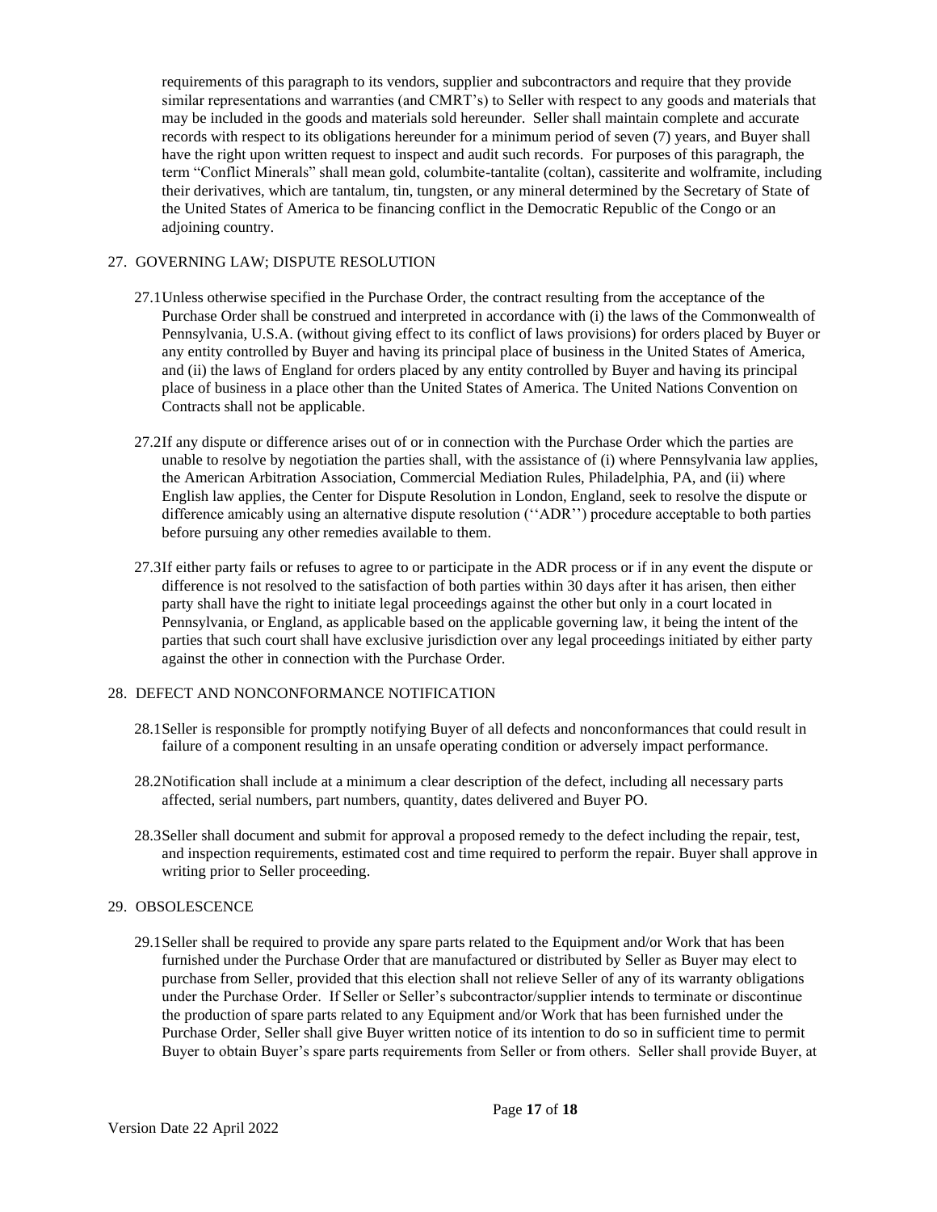requirements of this paragraph to its vendors, supplier and subcontractors and require that they provide similar representations and warranties (and CMRT's) to Seller with respect to any goods and materials that may be included in the goods and materials sold hereunder. Seller shall maintain complete and accurate records with respect to its obligations hereunder for a minimum period of seven (7) years, and Buyer shall have the right upon written request to inspect and audit such records. For purposes of this paragraph, the term "Conflict Minerals" shall mean gold, columbite-tantalite (coltan), cassiterite and wolframite, including their derivatives, which are tantalum, tin, tungsten, or any mineral determined by the Secretary of State of the United States of America to be financing conflict in the Democratic Republic of the Congo or an adjoining country.

## 27. GOVERNING LAW; DISPUTE RESOLUTION

27.1 Unless otherwise specified in the Purchase Order, the contract resulting from the acceptance of the Purchase Order shall be construed and interpreted in accordance with (i) the laws of the Commonwealth of Pennsylvania, U.S.A. (without giving effect to its conflict of laws provisions) for orders placed by Buyer or any entity controlled by Buyer and having its principal place of business in the United States of America, and (ii) the laws of England for orders placed by any entity controlled by Buyer and having its principal place of business in a place other than the United States of America. The United Nations Convention on Contracts shall not be applicable.

27.2 If any dispute or difference arises out of or in connection with the Purchase Order which the parties are unable to resolve by negotiation the parties shall, with the assistance of (i) where Pennsylvania law applies, the American Arbitration Association, Commercial Mediation Rules, Philadelphia, PA, and (ii) where English law applies, the Center for Dispute Resolution in London, England, seek to resolve the dispute or difference amicably using an alternative dispute resolution (''ADR'') procedure acceptable to both parties before pursuing any other remedies available to them.

27.3 If either party fails or refuses to agree to or participate in the ADR process or if in any event the dispute or difference is not resolved to the satisfaction of both parties within 30 days after it has arisen, then either party shall have the right to initiate legal proceedings against the other but only in a court located in Pennsylvania, or England, as applicable based on the applicable governing law, it being the intent of the parties that such court shall have exclusive jurisdiction over any legal proceedings initiated by either party against the other in connection with the Purchase Order.

## 28. DEFECT AND NONCONFORMANCE NOTIFICATION

28.1 Seller is responsible for promptly notifying Buyer of all defects and nonconformances that could result in failure of a component resulting in an unsafe operating condition or adversely impact performance.

28.2 Notification shall include at a minimum a clear description of the defect, including all necessary parts affected, serial numbers, part numbers, quantity, dates delivered and Buyer PO.

28.3 Seller shall document and submit for approval a proposed remedy to the defect including the repair, test, and inspection requirements, estimated cost and time required to perform the repair. Buyer shall approve in writing prior to Seller proceeding.

## 29. OBSOLESCENCE

29.1 Seller shall be required to provide any spare parts related to the Equipment and/or Work that has been furnished under the Purchase Order that are manufactured or distributed by Seller as Buyer may elect to purchase from Seller, provided that this election shall not relieve Seller of any of its warranty obligations under the Purchase Order. If Seller or Seller's subcontractor/supplier intends to terminate or discontinue the production of spare parts related to any Equipment and/or Work that has been furnished under the Purchase Order, Seller shall give Buyer written notice of its intention to do so in sufficient time to permit Buyer to obtain Buyer's spare parts requirements from Seller or from others. Seller shall provide Buyer, at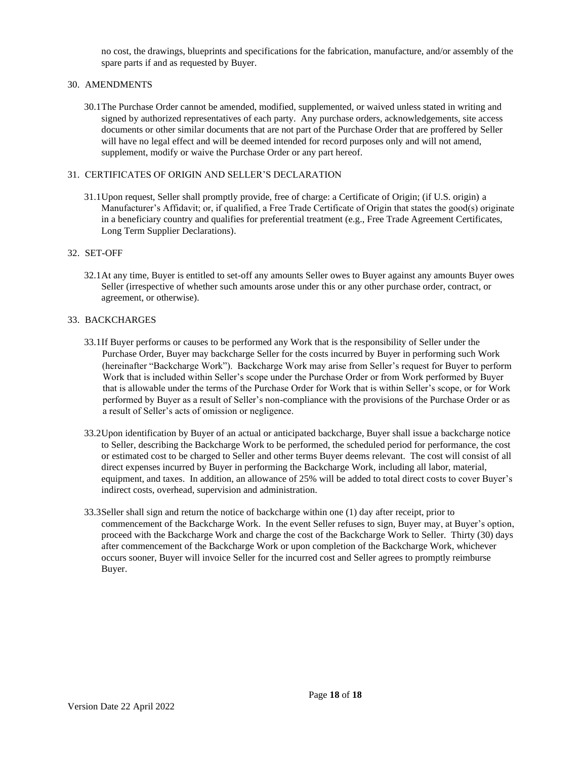no cost, the drawings, blueprints and specifications for the fabrication, manufacture, and/or assembly of the spare parts if and as requested by Buyer.

## 30. AMENDMENTS

30.1 The Purchase Order cannot be amended, modified, supplemented, or waived unless stated in writing and signed by authorized representatives of each party. Any purchase orders, acknowledgements, site access documents or other similar documents that are not part of the Purchase Order that are proffered by Seller will have no legal effect and will be deemed intended for record purposes only and will not amend, supplement, modify or waive the Purchase Order or any part hereof.

## 31. CERTIFICATES OF ORIGIN AND SELLER'S DECLARATION

31.1 Upon request, Seller shall promptly provide, free of charge: a Certificate of Origin; (if U.S. origin) a Manufacturer's Affidavit; or, if qualified, a Free Trade Certificate of Origin that states the good(s) originate in a beneficiary country and qualifies for preferential treatment (e.g., Free Trade Agreement Certificates, Long Term Supplier Declarations).

## 32. SET-OFF

32.1 At any time, Buyer is entitled to set-off any amounts Seller owes to Buyer against any amounts Buyer owes Seller (irrespective of whether such amounts arose under this or any other purchase order, contract, or agreement, or otherwise).

## 33. BACKCHARGES

33.1 If Buyer performs or causes to be performed any Work that is the responsibility of Seller under the Purchase Order, Buyer may backcharge Seller for the costs incurred by Buyer in performing such Work (hereinafter "Backcharge Work"). Backcharge Work may arise from Seller's request for Buyer to perform Work that is included within Seller's scope under the Purchase Order or from Work performed by Buyer that is allowable under the terms of the Purchase Order for Work that is within Seller's scope, or for Work performed by Buyer as a result of Seller's non-compliance with the provisions of the Purchase Order or as a result of Seller's acts of omission or negligence.

33.2 Upon identification by Buyer of an actual or anticipated backcharge, Buyer shall issue a backcharge notice to Seller, describing the Backcharge Work to be performed, the scheduled period for performance, the cost or estimated cost to be charged to Seller and other terms Buyer deems relevant. The cost will consist of all direct expenses incurred by Buyer in performing the Backcharge Work, including all labor, material, equipment, and taxes. In addition, an allowance of 25% will be added to total direct costs to cover Buyer's indirect costs, overhead, supervision and administration.

33.3 Seller shall sign and return the notice of backcharge within one (1) day after receipt, prior to commencement of the Backcharge Work. In the event Seller refuses to sign, Buyer may, at Buyer's option, proceed with the Backcharge Work and charge the cost of the Backcharge Work to Seller. Thirty (30) days after commencement of the Backcharge Work or upon completion of the Backcharge Work, whichever occurs sooner, Buyer will invoice Seller for the incurred cost and Seller agrees to promptly reimburse Buyer.